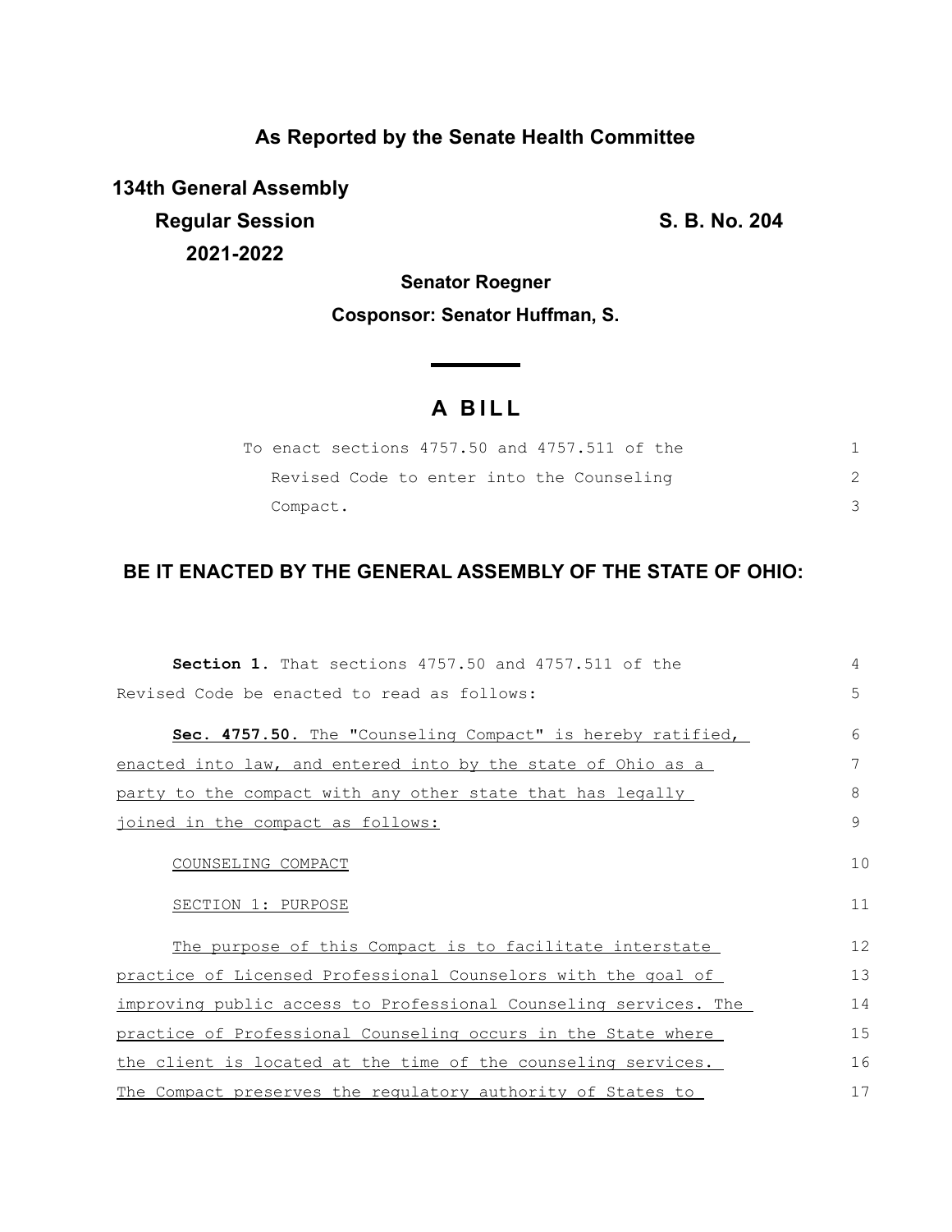**As Reported by the Senate Health Committee**

**134th General Assembly**

**Regular Session**

**2021-2022**

**S. B. No. 204**

**Senator Roegner**

**Cosponsor: Senator Huffman, S.**

# A BILL

To enact sections 4757.50 and 4757.511 of the Revised Code to enter into the Counseling Compact.

**BE IT ENACTED BY THE GENERAL ASSEMBLY OF THE STATE OF OHIO:**

**Section 1.** That sections 4757.50 and 4757.511 of the Revised Code be enacted to read as follows:

**Sec. 4757.50.** The "Counseling Compact" is hereby ratified, enacted into law, and entered into by the state of Ohio as a party to the compact with any other state that has legally joined in the compact as follows:

COUNSELING COMPACT

SECTION 1: PURPOSE

The purpose of this Compact is to facilitate interstate practice of Licensed Professional Counselors with the goal of improving public access to Professional Counseling services. The practice of Professional Counseling occurs in the State where the client is located at the time of the counseling services. The Compact preserves the regulatory authority of States to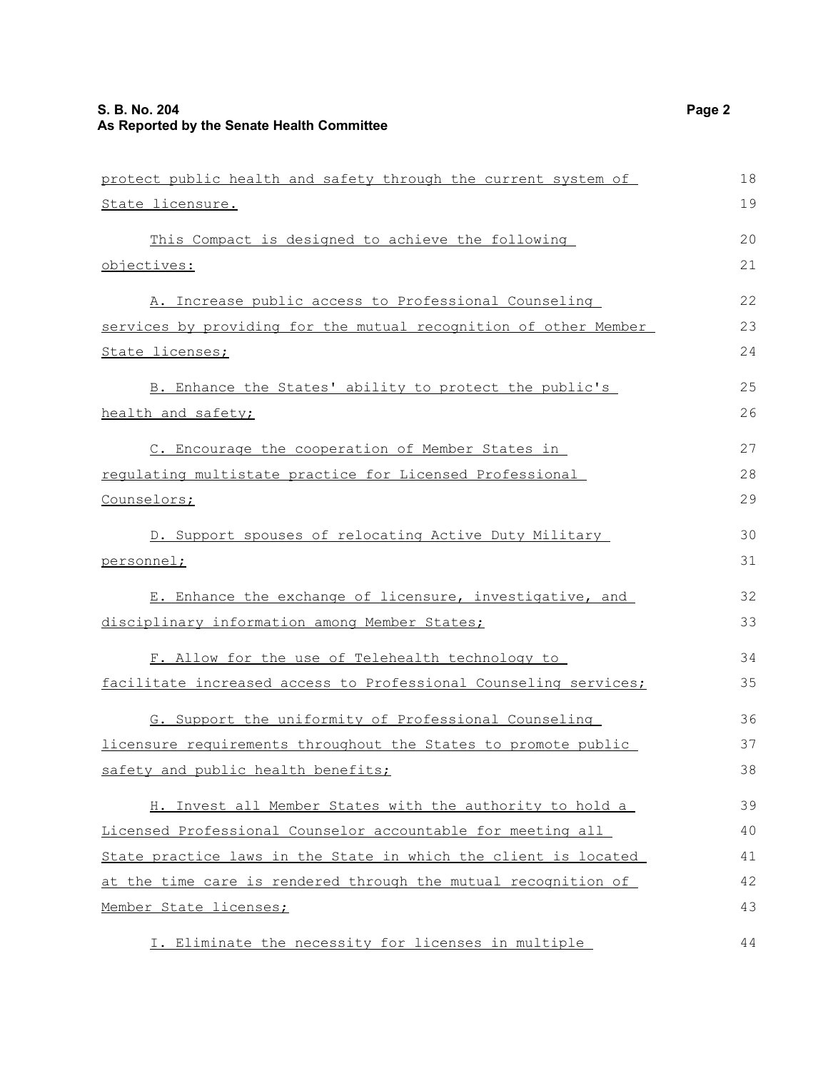protect public health and safety through the current system of State licensure.

This Compact is designed to achieve the following objectives:

A. Increase public access to Professional Counseling services by providing for the mutual recognition of other Member State licenses;

B. Enhance the States' ability to protect the public's health and safety;

C. Encourage the cooperation of Member States in regulating multistate practice for Licensed Professional Counselors;

D. Support spouses of relocating Active Duty Military personnel;

E. Enhance the exchange of licensure, investigative, and disciplinary information among Member States;

F. Allow for the use of Telehealth technology to facilitate increased access to Professional Counseling services;

G. Support the uniformity of Professional Counseling licensure requirements throughout the States to promote public safety and public health benefits;

H. Invest all Member States with the authority to hold a Licensed Professional Counselor accountable for meeting all State practice laws in the State in which the client is located at the time care is rendered through the mutual recognition of Member State licenses;

I. Eliminate the necessity for licenses in multiple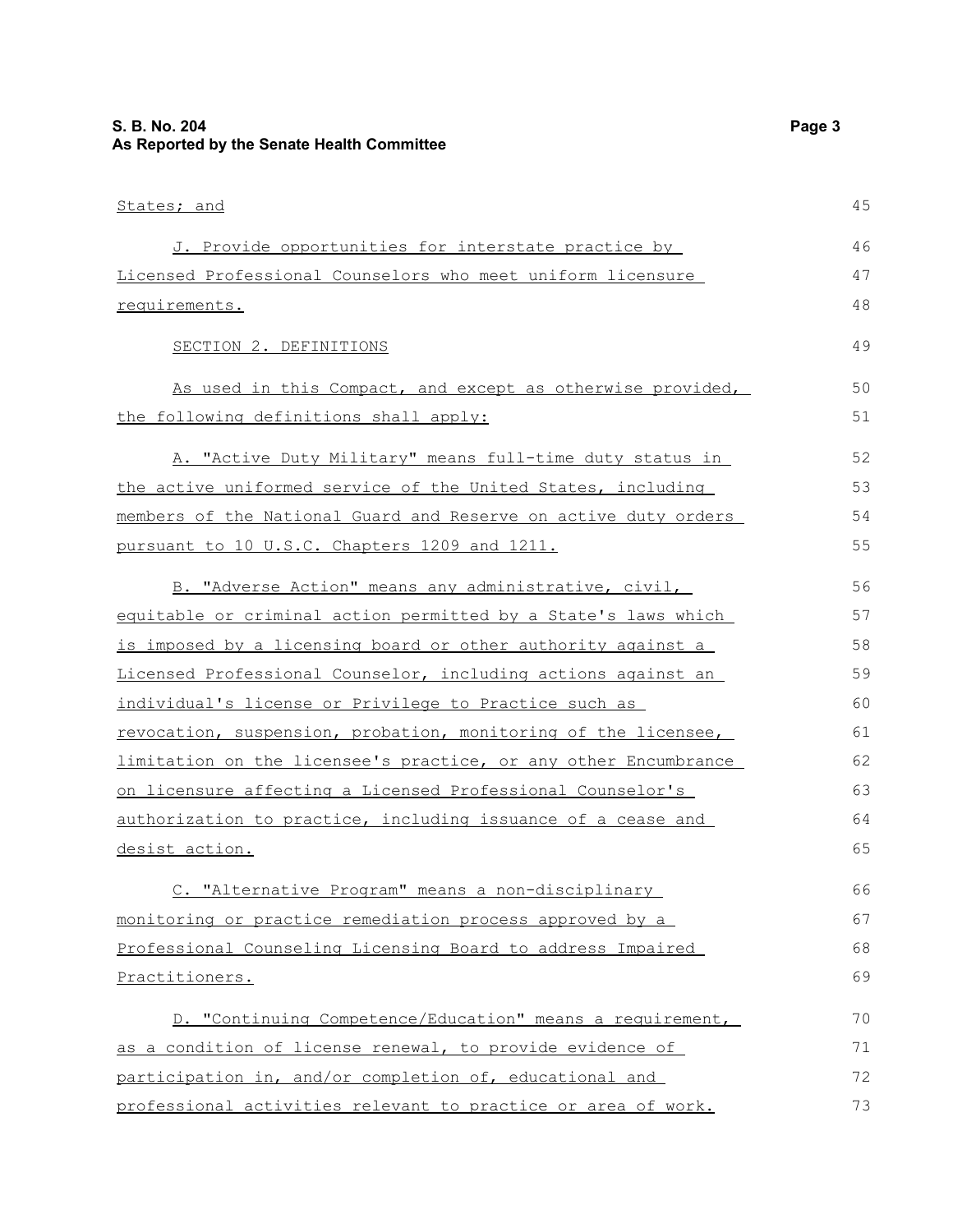States; and

J. Provide opportunities for interstate practice by Licensed Professional Counselors who meet uniform licensure requirements.

SECTION 2. DEFINITIONS

As used in this Compact, and except as otherwise provided, the following definitions shall apply:

A. "Active Duty Military" means full-time duty status in the active uniformed service of the United States, including members of the National Guard and Reserve on active duty orders pursuant to 10 U.S.C. Chapters 1209 and 1211.

B. "Adverse Action" means any administrative, civil, equitable or criminal action permitted by a State's laws which is imposed by a licensing board or other authority against a Licensed Professional Counselor, including actions against an individual's license or Privilege to Practice such as revocation, suspension, probation, monitoring of the licensee, limitation on the licensee's practice, or any other Encumbrance on licensure affecting a Licensed Professional Counselor's authorization to practice, including issuance of a cease and desist action.

C. "Alternative Program" means a non-disciplinary monitoring or practice remediation process approved by a Professional Counseling Licensing Board to address Impaired Practitioners.

D. "Continuing Competence/Education" means a requirement, as a condition of license renewal, to provide evidence of participation in, and/or completion of, educational and professional activities relevant to practice or area of work.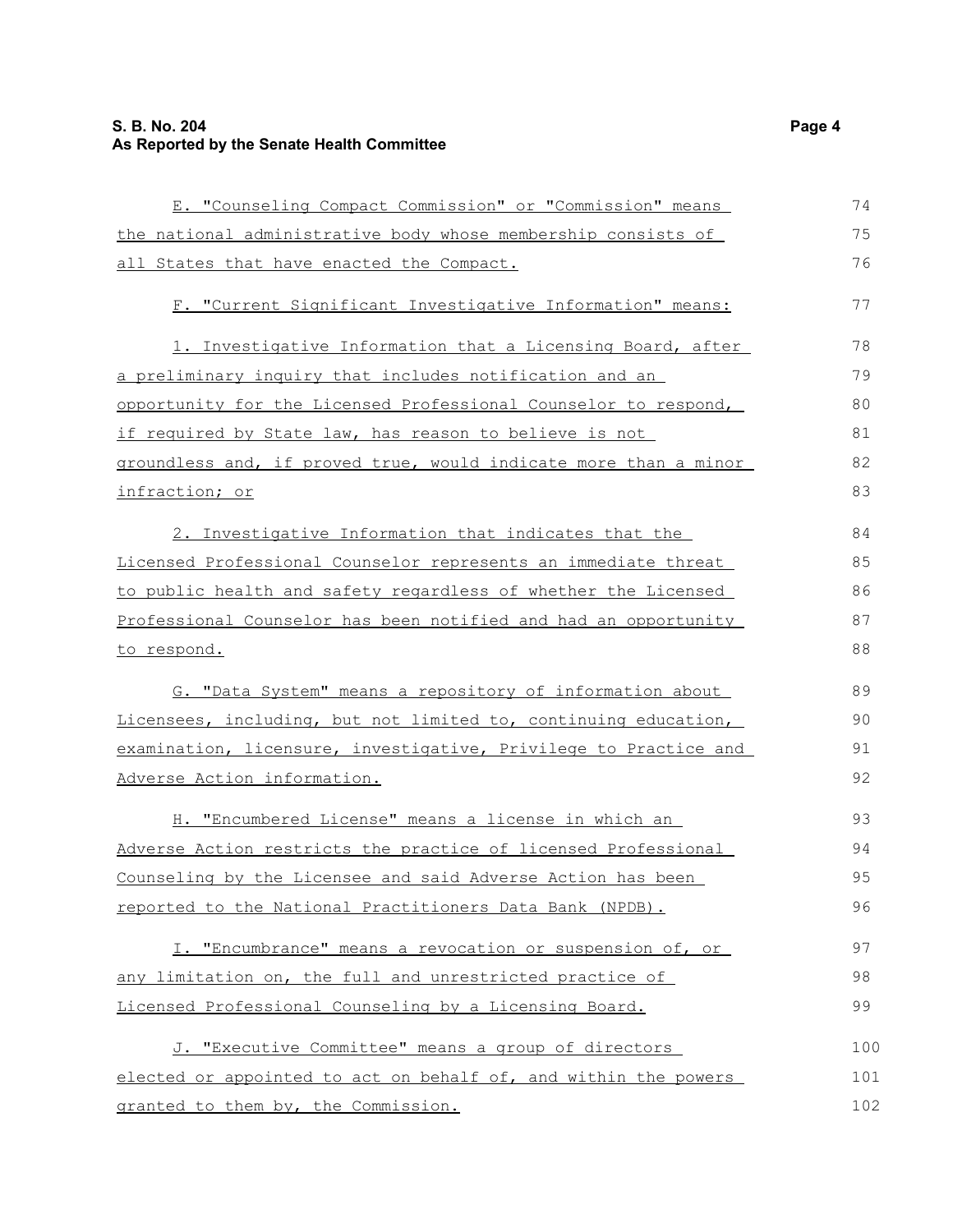E. "Counseling Compact Commission" or "Commission" means the national administrative body whose membership consists of all States that have enacted the Compact.

F. "Current Significant Investigative Information" means:

1. Investigative Information that a Licensing Board, after a preliminary inquiry that includes notification and an opportunity for the Licensed Professional Counselor to respond, if required by State law, has reason to believe is not groundless and, if proved true, would indicate more than a minor infraction; or

2. Investigative Information that indicates that the Licensed Professional Counselor represents an immediate threat to public health and safety regardless of whether the Licensed Professional Counselor has been notified and had an opportunity to respond.

G. "Data System" means a repository of information about Licensees, including, but not limited to, continuing education, examination, licensure, investigative, Privilege to Practice and Adverse Action information.

H. "Encumbered License" means a license in which an Adverse Action restricts the practice of licensed Professional Counseling by the Licensee and said Adverse Action has been reported to the National Practitioners Data Bank (NPDB).

I. "Encumbrance" means a revocation or suspension of, or any limitation on, the full and unrestricted practice of Licensed Professional Counseling by a Licensing Board.

J. "Executive Committee" means a group of directors elected or appointed to act on behalf of, and within the powers granted to them by, the Commission.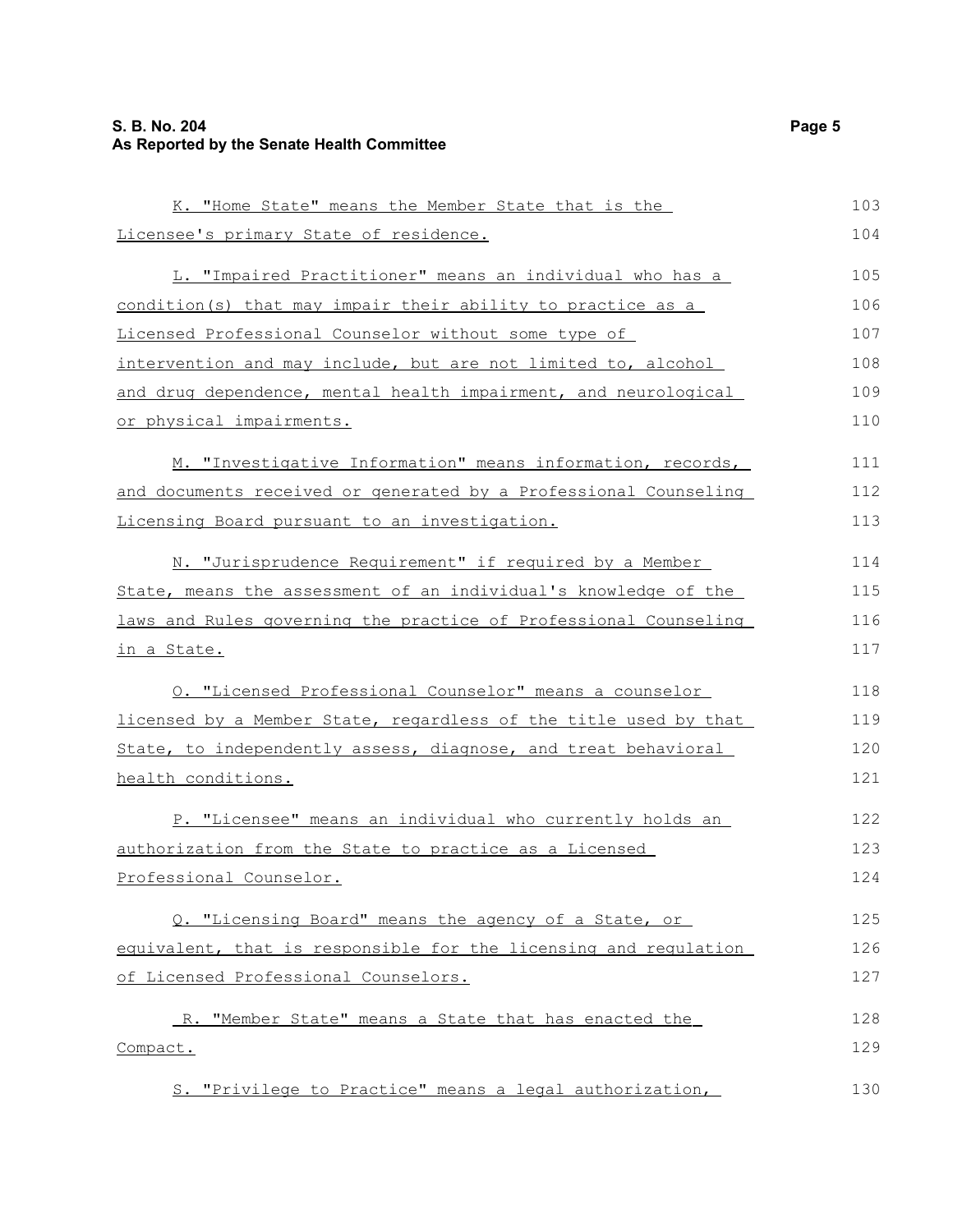K. "Home State" means the Member State that is the Licensee's primary State of residence.

L. "Impaired Practitioner" means an individual who has a condition(s) that may impair their ability to practice as a Licensed Professional Counselor without some type of intervention and may include, but are not limited to, alcohol and drug dependence, mental health impairment, and neurological or physical impairments.

M. "Investigative Information" means information, records, and documents received or generated by a Professional Counseling Licensing Board pursuant to an investigation.

N. "Jurisprudence Requirement" if required by a Member State, means the assessment of an individual's knowledge of the laws and Rules governing the practice of Professional Counseling in a State.

O. "Licensed Professional Counselor" means a counselor licensed by a Member State, regardless of the title used by that State, to independently assess, diagnose, and treat behavioral health conditions.

P. "Licensee" means an individual who currently holds an authorization from the State to practice as a Licensed Professional Counselor.

Q. "Licensing Board" means the agency of a State, or equivalent, that is responsible for the licensing and regulation of Licensed Professional Counselors.

R. "Member State" means a State that has enacted the Compact.

S. "Privilege to Practice" means a legal authorization,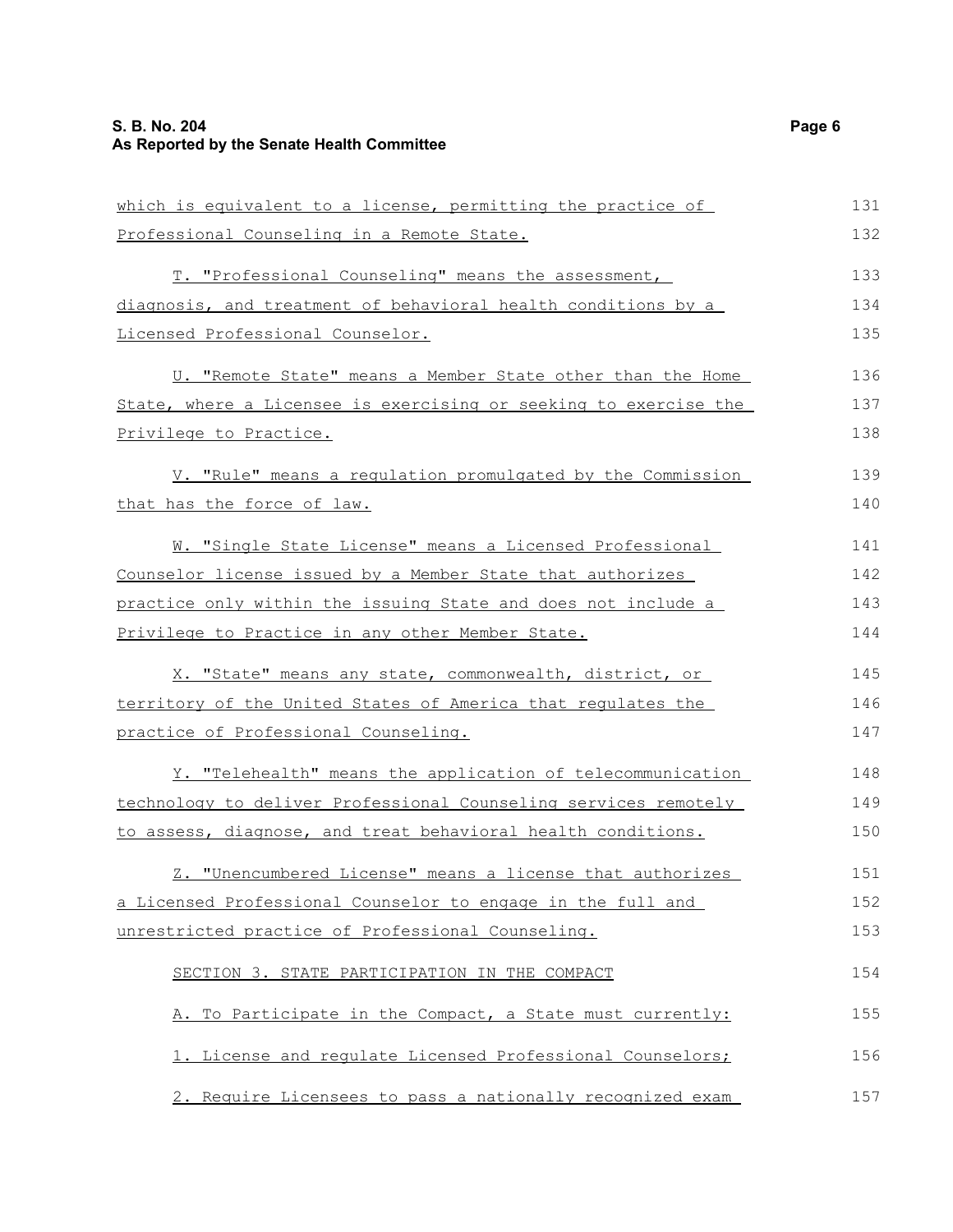which is equivalent to a license, permitting the practice of Professional Counseling in a Remote State.

T. "Professional Counseling" means the assessment, diagnosis, and treatment of behavioral health conditions by a Licensed Professional Counselor.

U. "Remote State" means a Member State other than the Home State, where a Licensee is exercising or seeking to exercise the Privilege to Practice.

V. "Rule" means a regulation promulgated by the Commission that has the force of law.

W. "Single State License" means a Licensed Professional Counselor license issued by a Member State that authorizes practice only within the issuing State and does not include a Privilege to Practice in any other Member State.

X. "State" means any state, commonwealth, district, or territory of the United States of America that regulates the practice of Professional Counseling.

Y. "Telehealth" means the application of telecommunication technology to deliver Professional Counseling services remotely to assess, diagnose, and treat behavioral health conditions.

Z. "Unencumbered License" means a license that authorizes a Licensed Professional Counselor to engage in the full and unrestricted practice of Professional Counseling.

SECTION 3. STATE PARTICIPATION IN THE COMPACT

A. To Participate in the Compact, a State must currently:

1. License and regulate Licensed Professional Counselors;

2. Require Licensees to pass a nationally recognized exam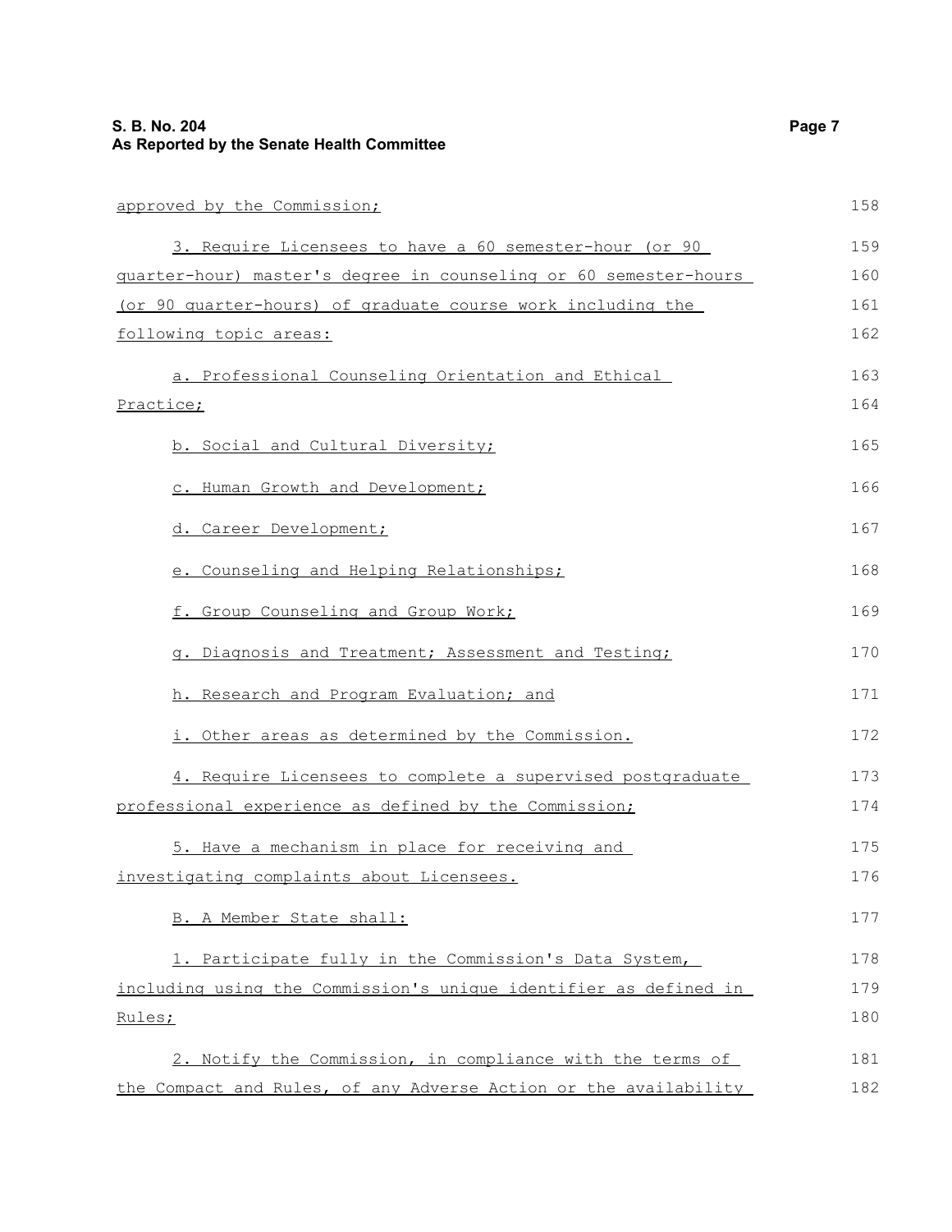approved by the Commission;

3. Require Licensees to have a 60 semester-hour (or 90 quarter-hour) master's degree in counseling or 60 semester-hours (or 90 quarter-hours) of graduate course work including the following topic areas:

a. Professional Counseling Orientation and Ethical Practice;

b. Social and Cultural Diversity;

c. Human Growth and Development;

d. Career Development;

e. Counseling and Helping Relationships;

f. Group Counseling and Group Work;

g. Diagnosis and Treatment; Assessment and Testing;

h. Research and Program Evaluation; and

i. Other areas as determined by the Commission.

4. Require Licensees to complete a supervised postgraduate professional experience as defined by the Commission;

5. Have a mechanism in place for receiving and investigating complaints about Licensees.

B. A Member State shall:

1. Participate fully in the Commission's Data System, including using the Commission's unique identifier as defined in Rules;

2. Notify the Commission, in compliance with the terms of the Compact and Rules, of any Adverse Action or the availability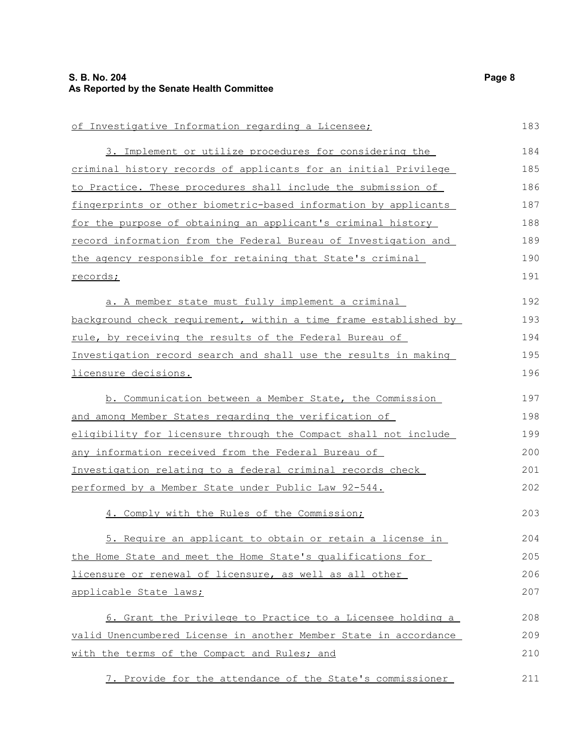of Investigative Information regarding a Licensee;

3. Implement or utilize procedures for considering the criminal history records of applicants for an initial Privilege to Practice. These procedures shall include the submission of fingerprints or other biometric-based information by applicants for the purpose of obtaining an applicant's criminal history record information from the Federal Bureau of Investigation and the agency responsible for retaining that State's criminal records;

a. A member state must fully implement a criminal background check requirement, within a time frame established by rule, by receiving the results of the Federal Bureau of Investigation record search and shall use the results in making licensure decisions.

b. Communication between a Member State, the Commission and among Member States regarding the verification of eligibility for licensure through the Compact shall not include any information received from the Federal Bureau of Investigation relating to a federal criminal records check performed by a Member State under Public Law 92-544.

4. Comply with the Rules of the Commission;

5. Require an applicant to obtain or retain a license in the Home State and meet the Home State's qualifications for licensure or renewal of licensure, as well as all other applicable State laws;

6. Grant the Privilege to Practice to a Licensee holding a valid Unencumbered License in another Member State in accordance with the terms of the Compact and Rules; and

7. Provide for the attendance of the State's commissioner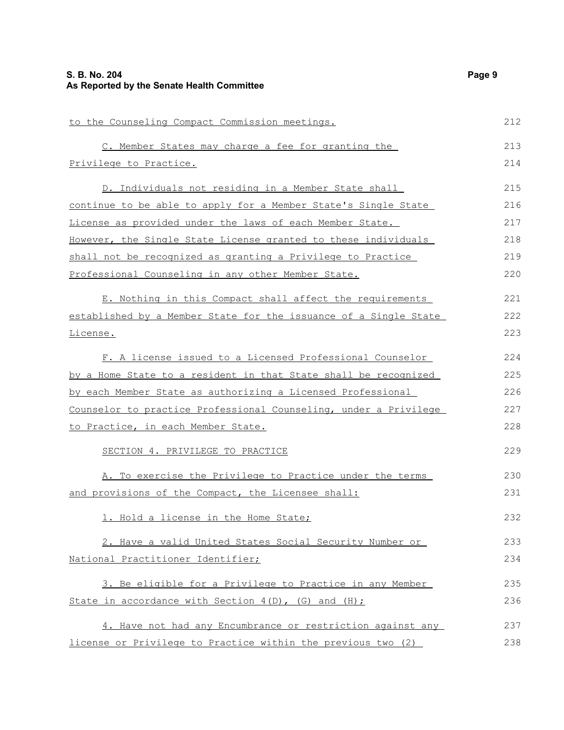to the Counseling Compact Commission meetings.

C. Member States may charge a fee for granting the Privilege to Practice.

D. Individuals not residing in a Member State shall continue to be able to apply for a Member State's Single State License as provided under the laws of each Member State. However, the Single State License granted to these individuals shall not be recognized as granting a Privilege to Practice Professional Counseling in any other Member State.

E. Nothing in this Compact shall affect the requirements established by a Member State for the issuance of a Single State License.

F. A license issued to a Licensed Professional Counselor by a Home State to a resident in that State shall be recognized by each Member State as authorizing a Licensed Professional Counselor to practice Professional Counseling, under a Privilege to Practice, in each Member State.

SECTION 4. PRIVILEGE TO PRACTICE

A. To exercise the Privilege to Practice under the terms and provisions of the Compact, the Licensee shall:

1. Hold a license in the Home State;

2. Have a valid United States Social Security Number or National Practitioner Identifier;

3. Be eligible for a Privilege to Practice in any Member State in accordance with Section 4(D), (G) and (H);

4. Have not had any Encumbrance or restriction against any license or Privilege to Practice within the previous two (2)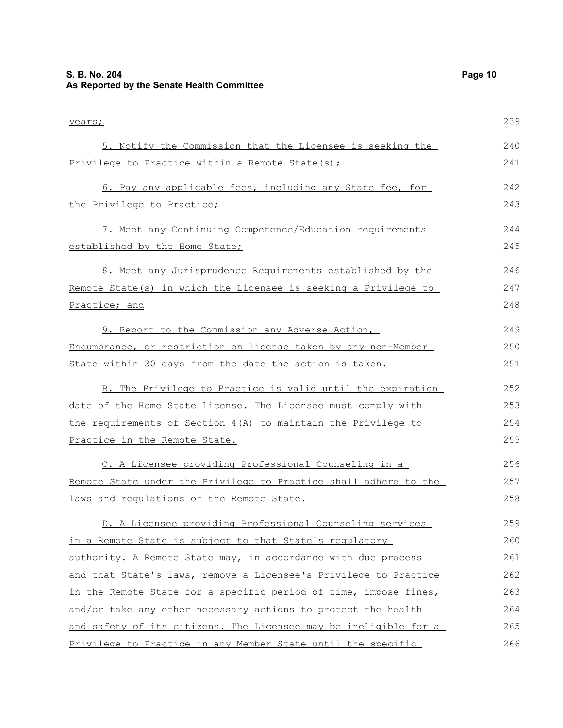years;

5. Notify the Commission that the Licensee is seeking the Privilege to Practice within a Remote State(s);

6. Pay any applicable fees, including any State fee, for the Privilege to Practice;

7. Meet any Continuing Competence/Education requirements established by the Home State;

8. Meet any Jurisprudence Requirements established by the Remote State(s) in which the Licensee is seeking a Privilege to Practice; and

9. Report to the Commission any Adverse Action, Encumbrance, or restriction on license taken by any non-Member State within 30 days from the date the action is taken.

B. The Privilege to Practice is valid until the expiration date of the Home State license. The Licensee must comply with the requirements of Section 4(A) to maintain the Privilege to Practice in the Remote State.

C. A Licensee providing Professional Counseling in a Remote State under the Privilege to Practice shall adhere to the laws and regulations of the Remote State.

D. A Licensee providing Professional Counseling services in a Remote State is subject to that State's regulatory authority. A Remote State may, in accordance with due process and that State's laws, remove a Licensee's Privilege to Practice in the Remote State for a specific period of time, impose fines, and/or take any other necessary actions to protect the health and safety of its citizens. The Licensee may be ineligible for a Privilege to Practice in any Member State until the specific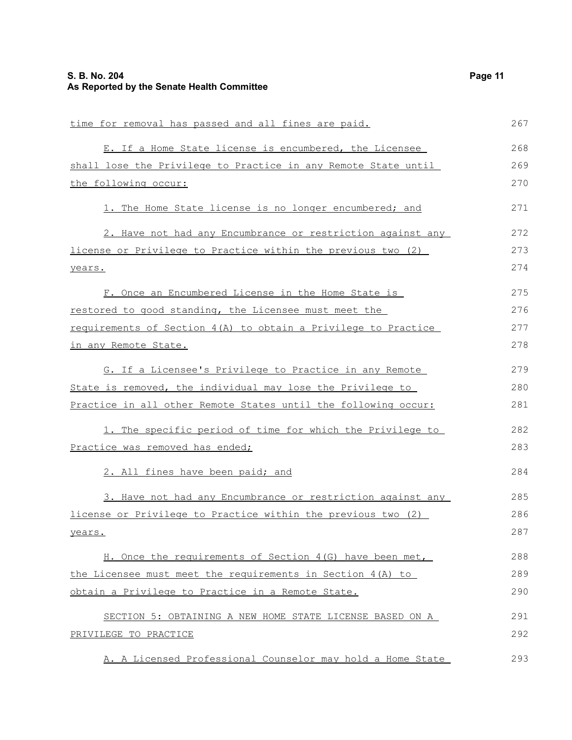time for removal has passed and all fines are paid.

E. If a Home State license is encumbered, the Licensee shall lose the Privilege to Practice in any Remote State until the following occur:

1. The Home State license is no longer encumbered; and

2. Have not had any Encumbrance or restriction against any license or Privilege to Practice within the previous two (2) years.

F. Once an Encumbered License in the Home State is restored to good standing, the Licensee must meet the requirements of Section 4(A) to obtain a Privilege to Practice in any Remote State.

G. If a Licensee's Privilege to Practice in any Remote State is removed, the individual may lose the Privilege to Practice in all other Remote States until the following occur:

1. The specific period of time for which the Privilege to Practice was removed has ended;

2. All fines have been paid; and

3. Have not had any Encumbrance or restriction against any license or Privilege to Practice within the previous two (2) years.

H. Once the requirements of Section 4(G) have been met, the Licensee must meet the requirements in Section 4(A) to obtain a Privilege to Practice in a Remote State.

SECTION 5: OBTAINING A NEW HOME STATE LICENSE BASED ON A PRIVILEGE TO PRACTICE

A. A Licensed Professional Counselor may hold a Home State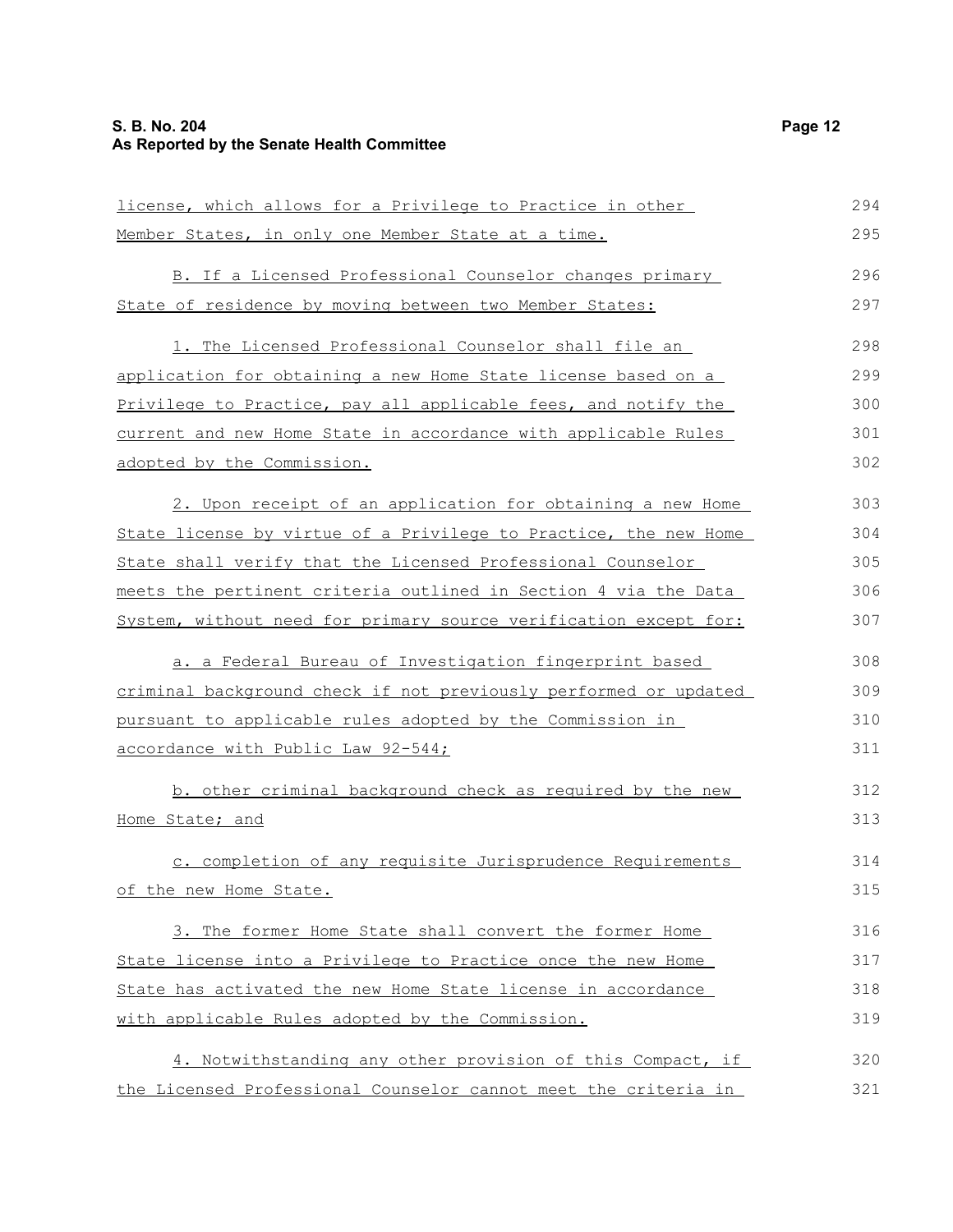license, which allows for a Privilege to Practice in other Member States, in only one Member State at a time.

B. If a Licensed Professional Counselor changes primary State of residence by moving between two Member States:

1. The Licensed Professional Counselor shall file an application for obtaining a new Home State license based on a Privilege to Practice, pay all applicable fees, and notify the current and new Home State in accordance with applicable Rules adopted by the Commission.

2. Upon receipt of an application for obtaining a new Home State license by virtue of a Privilege to Practice, the new Home State shall verify that the Licensed Professional Counselor meets the pertinent criteria outlined in Section 4 via the Data System, without need for primary source verification except for:

a. a Federal Bureau of Investigation fingerprint based criminal background check if not previously performed or updated pursuant to applicable rules adopted by the Commission in accordance with Public Law 92-544;

b. other criminal background check as required by the new Home State; and

c. completion of any requisite Jurisprudence Requirements of the new Home State.

3. The former Home State shall convert the former Home State license into a Privilege to Practice once the new Home State has activated the new Home State license in accordance with applicable Rules adopted by the Commission.

4. Notwithstanding any other provision of this Compact, if the Licensed Professional Counselor cannot meet the criteria in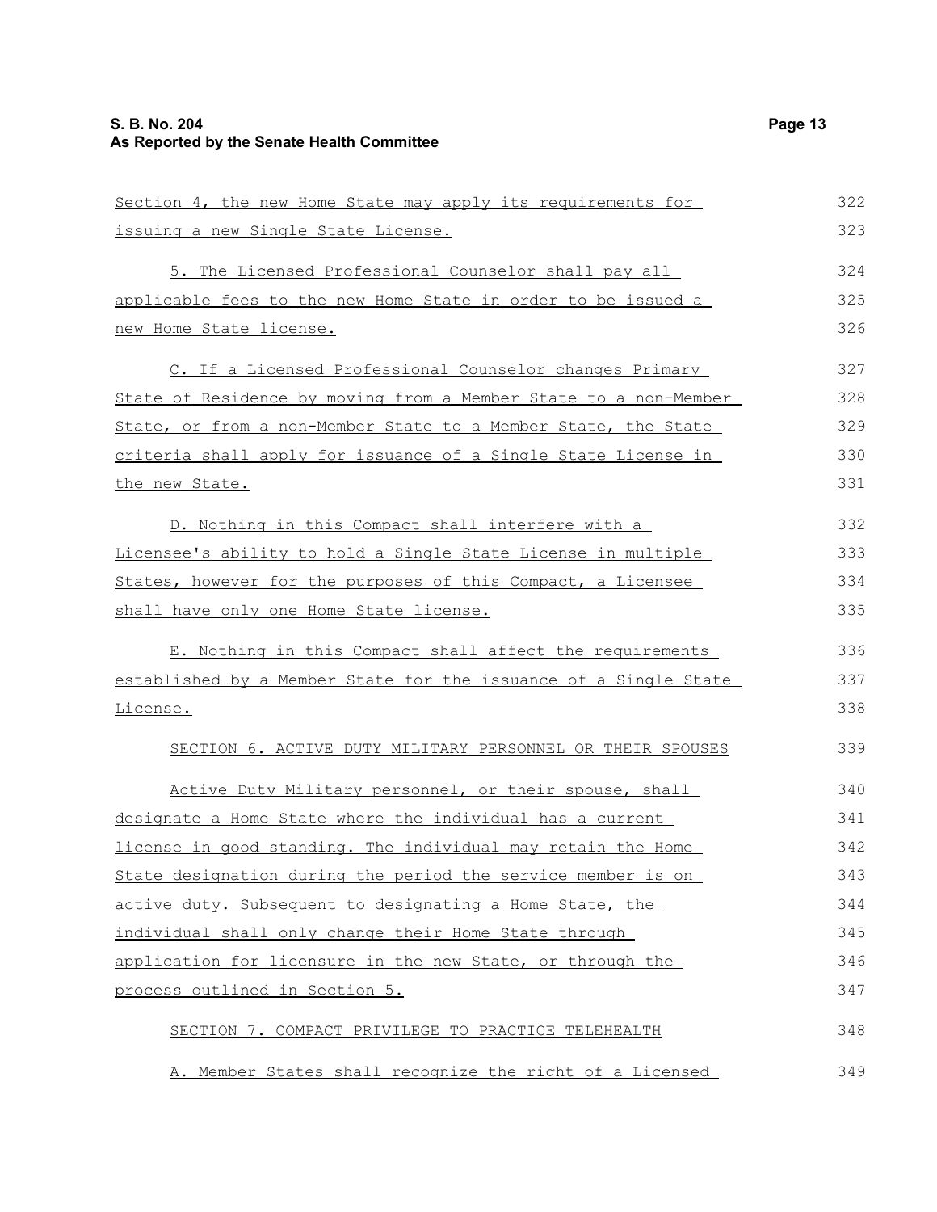Section 4, the new Home State may apply its requirements for issuing a new Single State License.

5. The Licensed Professional Counselor shall pay all applicable fees to the new Home State in order to be issued a new Home State license.

C. If a Licensed Professional Counselor changes Primary State of Residence by moving from a Member State to a non-Member State, or from a non-Member State to a Member State, the State criteria shall apply for issuance of a Single State License in the new State.

D. Nothing in this Compact shall interfere with a Licensee's ability to hold a Single State License in multiple States, however for the purposes of this Compact, a Licensee shall have only one Home State license.

E. Nothing in this Compact shall affect the requirements established by a Member State for the issuance of a Single State License.

SECTION 6. ACTIVE DUTY MILITARY PERSONNEL OR THEIR SPOUSES

Active Duty Military personnel, or their spouse, shall designate a Home State where the individual has a current license in good standing. The individual may retain the Home State designation during the period the service member is on active duty. Subsequent to designating a Home State, the individual shall only change their Home State through application for licensure in the new State, or through the process outlined in Section 5.

SECTION 7. COMPACT PRIVILEGE TO PRACTICE TELEHEALTH

A. Member States shall recognize the right of a Licensed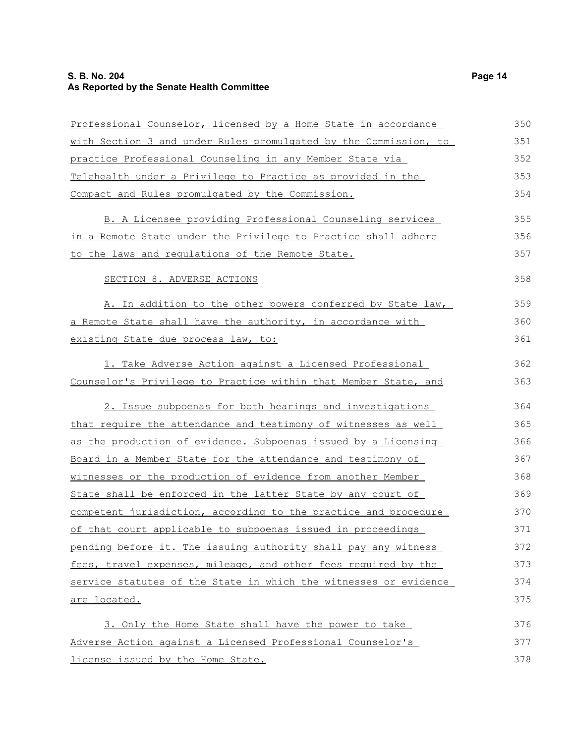Professional Counselor, licensed by a Home State in accordance with Section 3 and under Rules promulgated by the Commission, to practice Professional Counseling in any Member State via Telehealth under a Privilege to Practice as provided in the Compact and Rules promulgated by the Commission.

B. A Licensee providing Professional Counseling services in a Remote State under the Privilege to Practice shall adhere to the laws and regulations of the Remote State.

SECTION 8. ADVERSE ACTIONS

A. In addition to the other powers conferred by State law, a Remote State shall have the authority, in accordance with existing State due process law, to:

1. Take Adverse Action against a Licensed Professional Counselor's Privilege to Practice within that Member State, and

2. Issue subpoenas for both hearings and investigations that require the attendance and testimony of witnesses as well as the production of evidence. Subpoenas issued by a Licensing Board in a Member State for the attendance and testimony of witnesses or the production of evidence from another Member State shall be enforced in the latter State by any court of competent jurisdiction, according to the practice and procedure of that court applicable to subpoenas issued in proceedings pending before it. The issuing authority shall pay any witness fees, travel expenses, mileage, and other fees required by the service statutes of the State in which the witnesses or evidence are located.

3. Only the Home State shall have the power to take Adverse Action against a Licensed Professional Counselor's license issued by the Home State.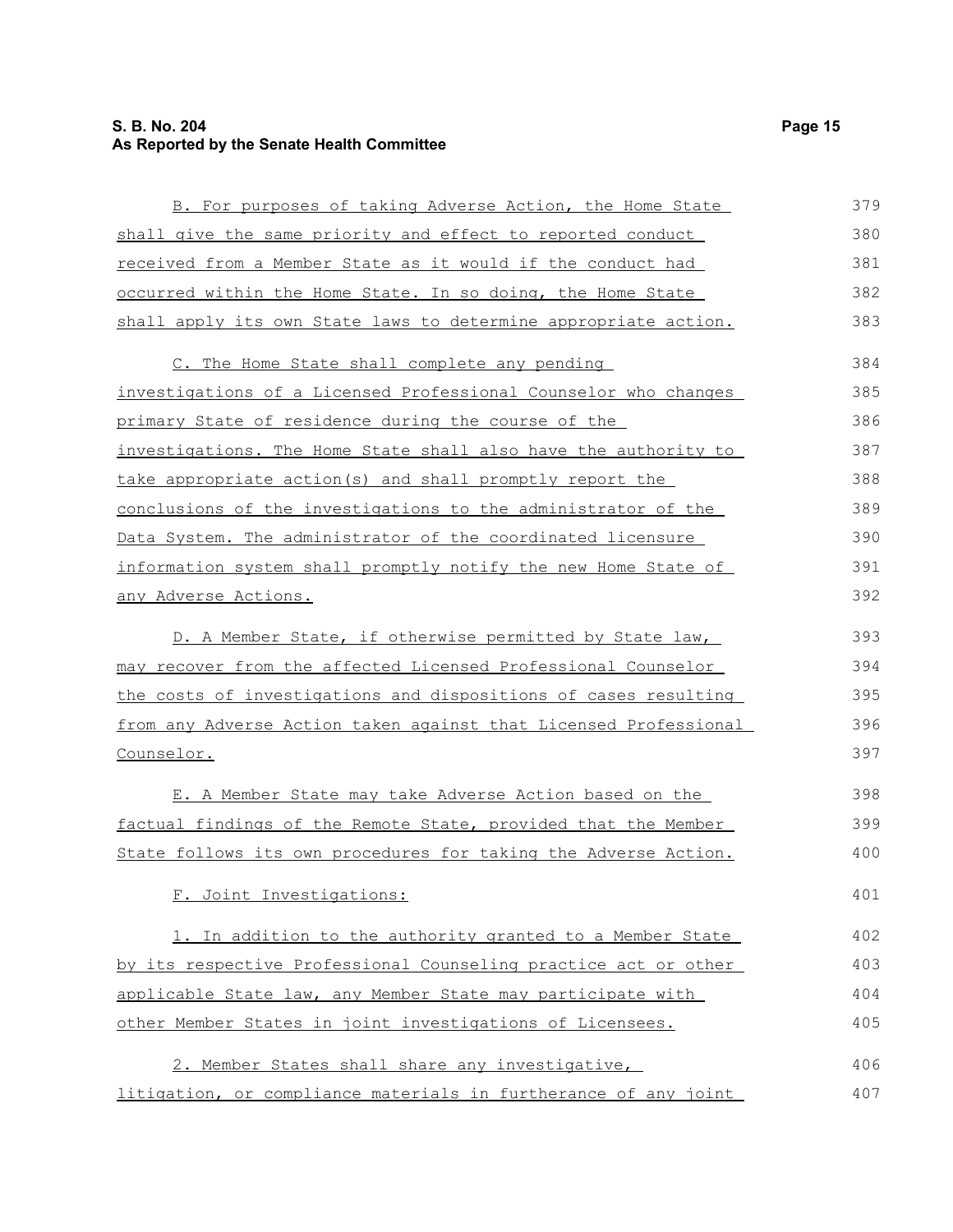B. For purposes of taking Adverse Action, the Home State shall give the same priority and effect to reported conduct received from a Member State as it would if the conduct had occurred within the Home State. In so doing, the Home State shall apply its own State laws to determine appropriate action.

C. The Home State shall complete any pending investigations of a Licensed Professional Counselor who changes primary State of residence during the course of the investigations. The Home State shall also have the authority to take appropriate action(s) and shall promptly report the conclusions of the investigations to the administrator of the Data System. The administrator of the coordinated licensure information system shall promptly notify the new Home State of any Adverse Actions.

D. A Member State, if otherwise permitted by State law, may recover from the affected Licensed Professional Counselor the costs of investigations and dispositions of cases resulting from any Adverse Action taken against that Licensed Professional Counselor.

E. A Member State may take Adverse Action based on the factual findings of the Remote State, provided that the Member State follows its own procedures for taking the Adverse Action.

F. Joint Investigations:

1. In addition to the authority granted to a Member State by its respective Professional Counseling practice act or other applicable State law, any Member State may participate with other Member States in joint investigations of Licensees.

2. Member States shall share any investigative, litigation, or compliance materials in furtherance of any joint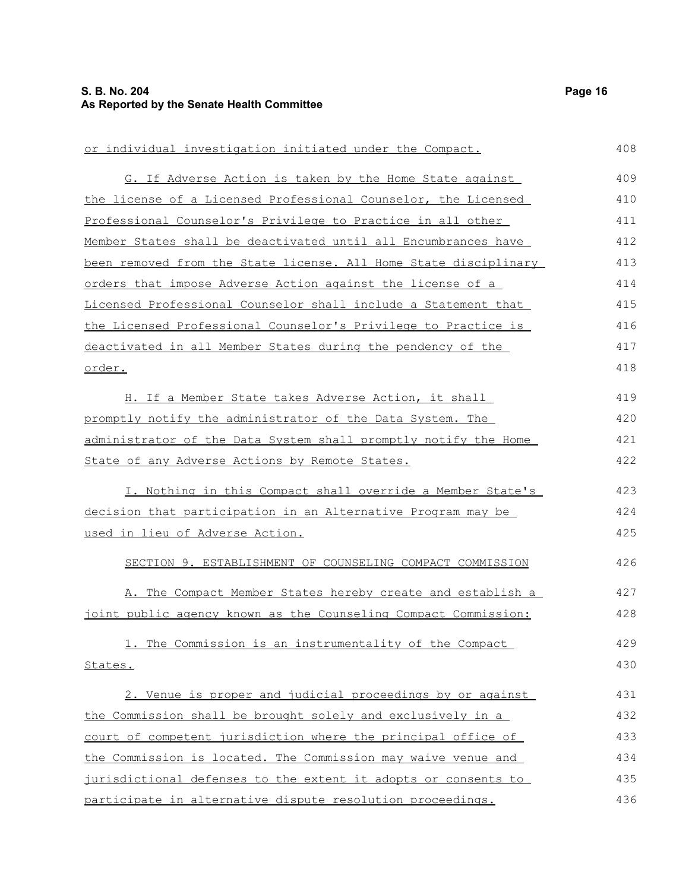or individual investigation initiated under the Compact.

G. If Adverse Action is taken by the Home State against the license of a Licensed Professional Counselor, the Licensed Professional Counselor's Privilege to Practice in all other Member States shall be deactivated until all Encumbrances have been removed from the State license. All Home State disciplinary orders that impose Adverse Action against the license of a Licensed Professional Counselor shall include a Statement that the Licensed Professional Counselor's Privilege to Practice is deactivated in all Member States during the pendency of the order.

H. If a Member State takes Adverse Action, it shall promptly notify the administrator of the Data System. The administrator of the Data System shall promptly notify the Home State of any Adverse Actions by Remote States.

I. Nothing in this Compact shall override a Member State's decision that participation in an Alternative Program may be used in lieu of Adverse Action.

SECTION 9. ESTABLISHMENT OF COUNSELING COMPACT COMMISSION

A. The Compact Member States hereby create and establish a joint public agency known as the Counseling Compact Commission:

1. The Commission is an instrumentality of the Compact States.

2. Venue is proper and judicial proceedings by or against the Commission shall be brought solely and exclusively in a court of competent jurisdiction where the principal office of the Commission is located. The Commission may waive venue and jurisdictional defenses to the extent it adopts or consents to participate in alternative dispute resolution proceedings.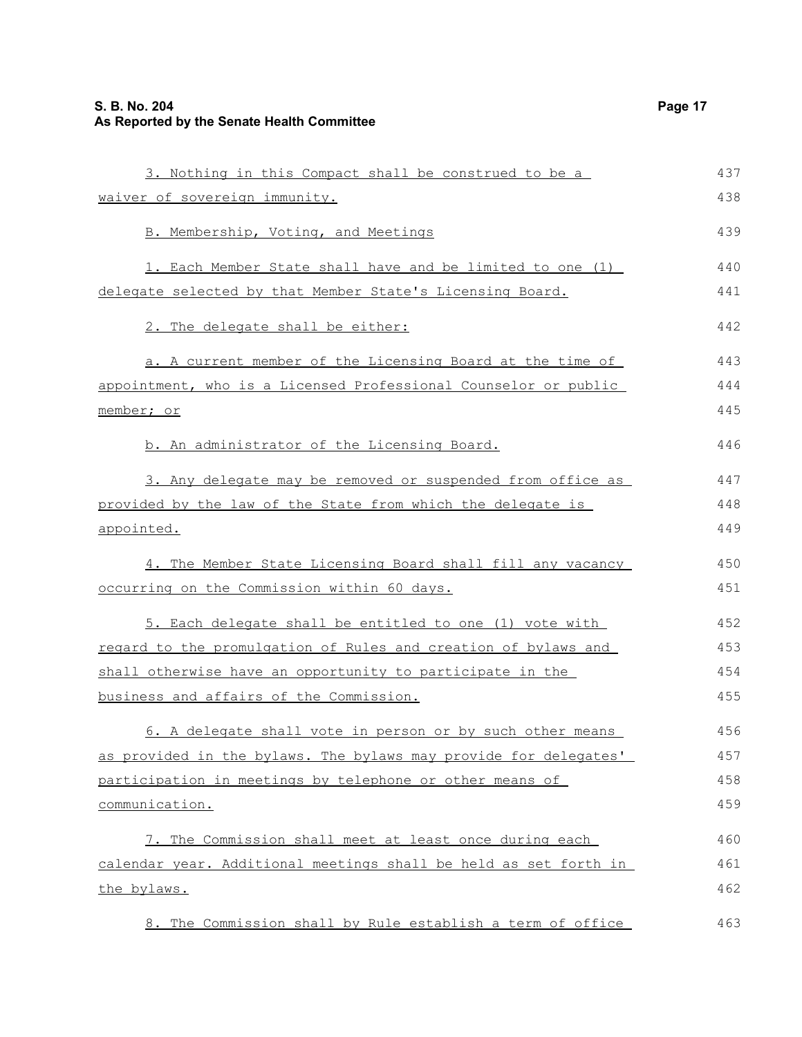3. Nothing in this Compact shall be construed to be a waiver of sovereign immunity.

B. Membership, Voting, and Meetings

1. Each Member State shall have and be limited to one (1) delegate selected by that Member State's Licensing Board.

2. The delegate shall be either:

a. A current member of the Licensing Board at the time of appointment, who is a Licensed Professional Counselor or public member; or

b. An administrator of the Licensing Board.

3. Any delegate may be removed or suspended from office as provided by the law of the State from which the delegate is appointed.

4. The Member State Licensing Board shall fill any vacancy occurring on the Commission within 60 days.

5. Each delegate shall be entitled to one (1) vote with regard to the promulgation of Rules and creation of bylaws and shall otherwise have an opportunity to participate in the business and affairs of the Commission.

6. A delegate shall vote in person or by such other means as provided in the bylaws. The bylaws may provide for delegates' participation in meetings by telephone or other means of communication.

7. The Commission shall meet at least once during each calendar year. Additional meetings shall be held as set forth in the bylaws.

8. The Commission shall by Rule establish a term of office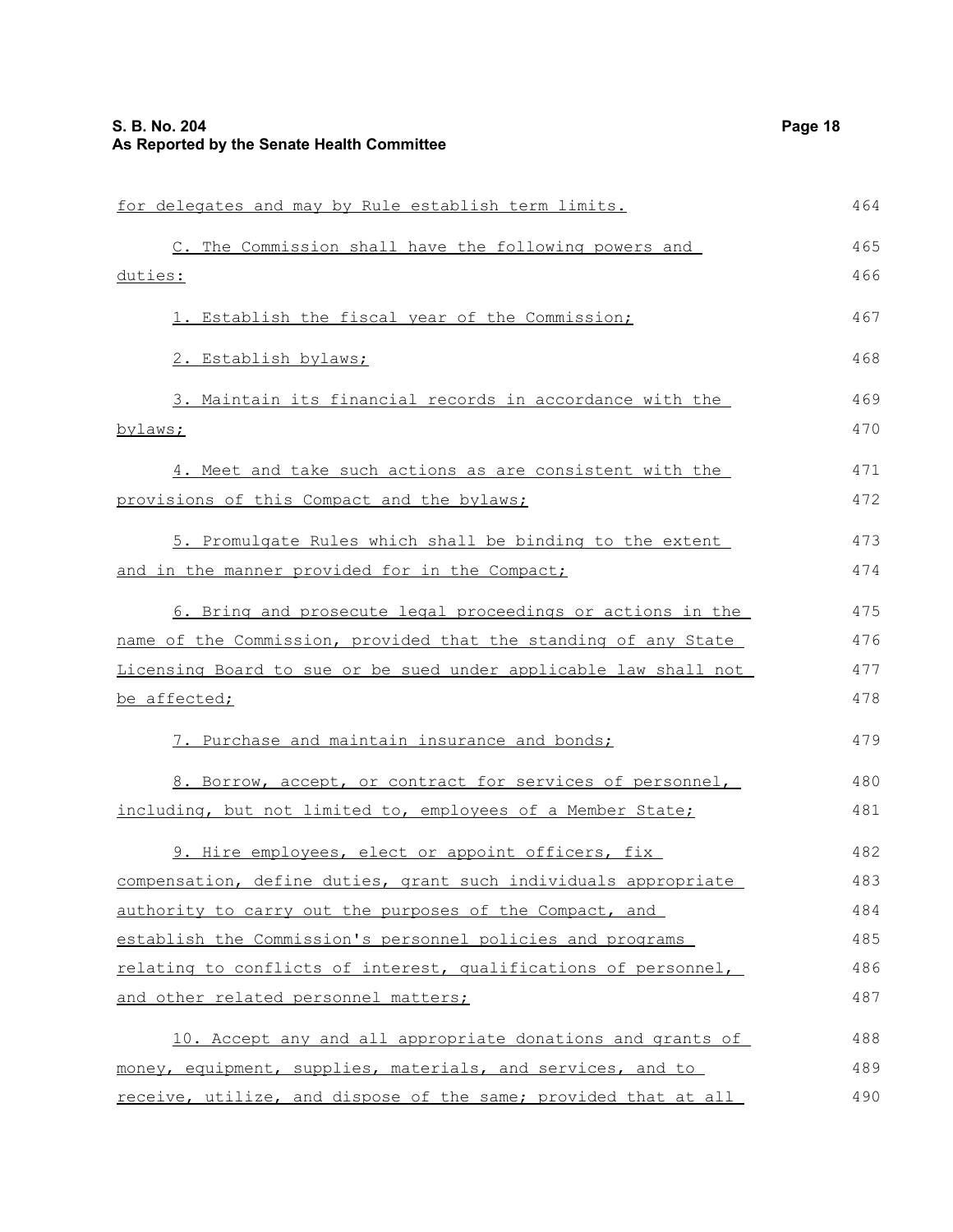for delegates and may by Rule establish term limits.

C. The Commission shall have the following powers and duties:

1. Establish the fiscal year of the Commission;

2. Establish bylaws;

3. Maintain its financial records in accordance with the bylaws;

4. Meet and take such actions as are consistent with the provisions of this Compact and the bylaws;

5. Promulgate Rules which shall be binding to the extent and in the manner provided for in the Compact;

6. Bring and prosecute legal proceedings or actions in the name of the Commission, provided that the standing of any State Licensing Board to sue or be sued under applicable law shall not be affected;

7. Purchase and maintain insurance and bonds;

8. Borrow, accept, or contract for services of personnel, including, but not limited to, employees of a Member State;

9. Hire employees, elect or appoint officers, fix compensation, define duties, grant such individuals appropriate authority to carry out the purposes of the Compact, and establish the Commission's personnel policies and programs relating to conflicts of interest, qualifications of personnel, and other related personnel matters;

10. Accept any and all appropriate donations and grants of money, equipment, supplies, materials, and services, and to receive, utilize, and dispose of the same; provided that at all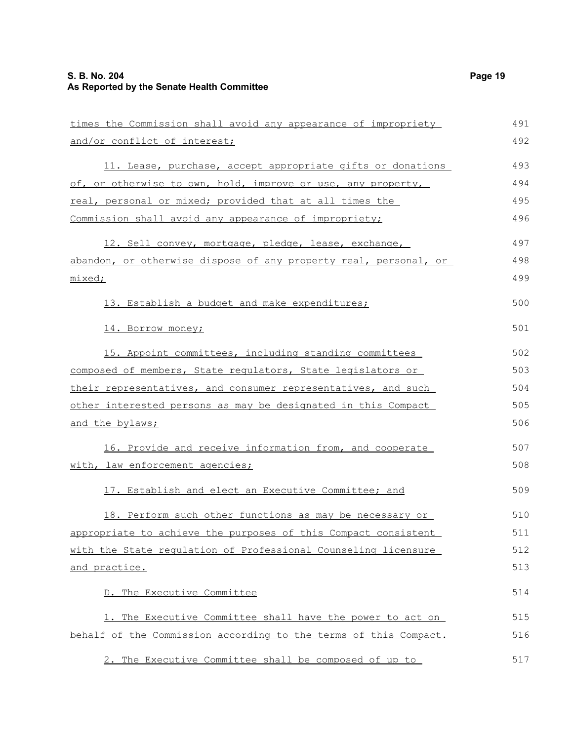times the Commission shall avoid any appearance of impropriety and/or conflict of interest;

11. Lease, purchase, accept appropriate gifts or donations of, or otherwise to own, hold, improve or use, any property, real, personal or mixed; provided that at all times the Commission shall avoid any appearance of impropriety;

12. Sell convey, mortgage, pledge, lease, exchange, abandon, or otherwise dispose of any property real, personal, or mixed;

13. Establish a budget and make expenditures;

14. Borrow money;

15. Appoint committees, including standing committees composed of members, State regulators, State legislators or their representatives, and consumer representatives, and such other interested persons as may be designated in this Compact and the bylaws;

16. Provide and receive information from, and cooperate with, law enforcement agencies;

17. Establish and elect an Executive Committee; and

18. Perform such other functions as may be necessary or appropriate to achieve the purposes of this Compact consistent with the State regulation of Professional Counseling licensure and practice.

D. The Executive Committee

1. The Executive Committee shall have the power to act on behalf of the Commission according to the terms of this Compact.

2. The Executive Committee shall be composed of up to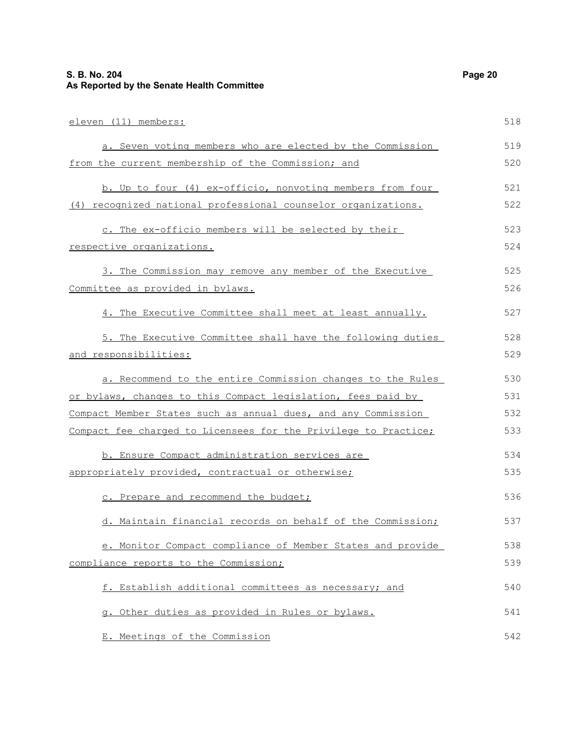eleven (11) members:

a. Seven voting members who are elected by the Commission from the current membership of the Commission; and

b. Up to four (4) ex-officio, nonvoting members from four (4) recognized national professional counselor organizations.

c. The ex-officio members will be selected by their respective organizations.

3. The Commission may remove any member of the Executive Committee as provided in bylaws.

4. The Executive Committee shall meet at least annually.

5. The Executive Committee shall have the following duties and responsibilities:

a. Recommend to the entire Commission changes to the Rules or bylaws, changes to this Compact legislation, fees paid by Compact Member States such as annual dues, and any Commission Compact fee charged to Licensees for the Privilege to Practice;

b. Ensure Compact administration services are appropriately provided, contractual or otherwise;

c. Prepare and recommend the budget;

d. Maintain financial records on behalf of the Commission;

e. Monitor Compact compliance of Member States and provide compliance reports to the Commission;

f. Establish additional committees as necessary; and

g. Other duties as provided in Rules or bylaws.

E. Meetings of the Commission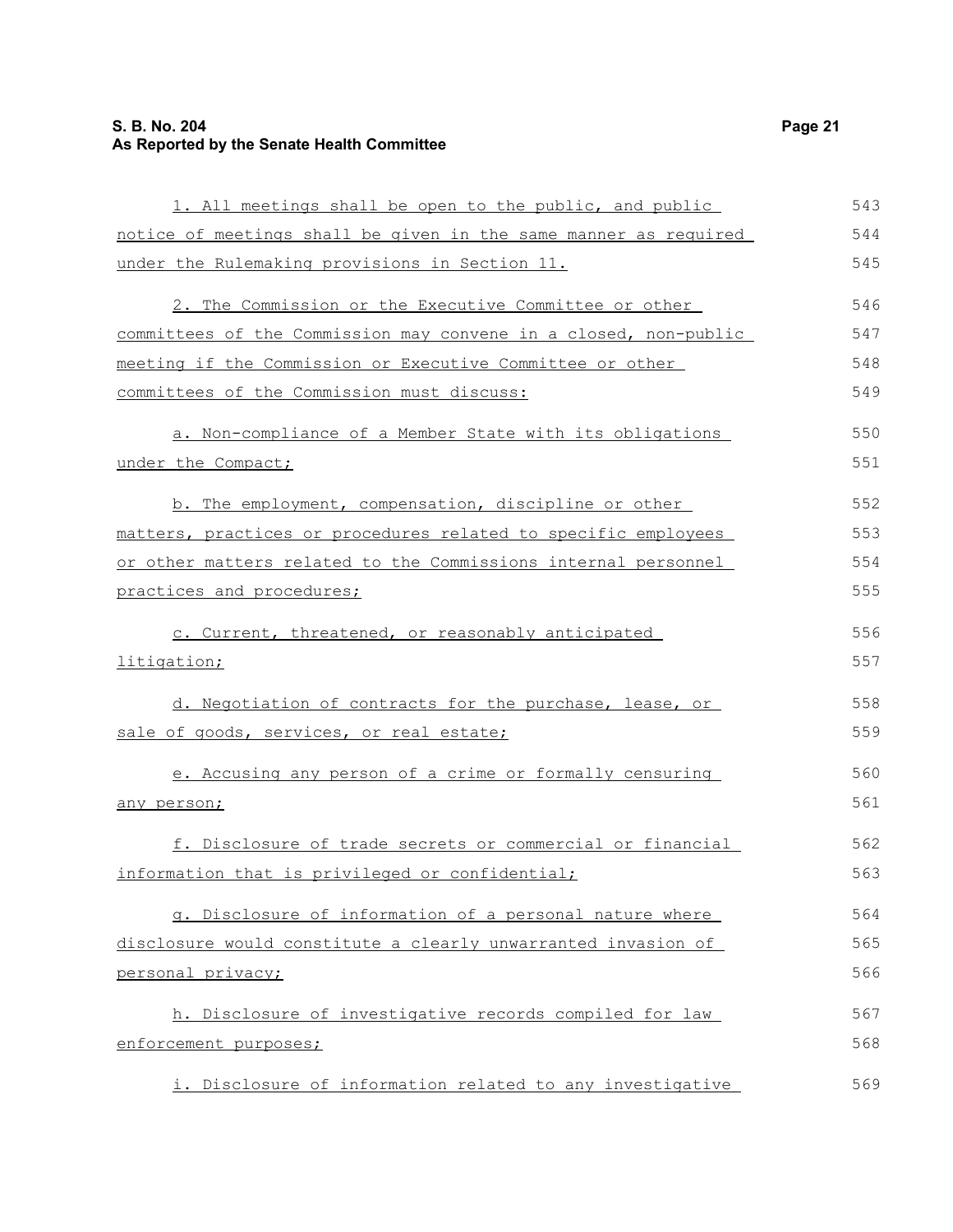1. All meetings shall be open to the public, and public notice of meetings shall be given in the same manner as required under the Rulemaking provisions in Section 11.

2. The Commission or the Executive Committee or other committees of the Commission may convene in a closed, non-public meeting if the Commission or Executive Committee or other committees of the Commission must discuss:

a. Non-compliance of a Member State with its obligations under the Compact;

b. The employment, compensation, discipline or other matters, practices or procedures related to specific employees or other matters related to the Commissions internal personnel practices and procedures;

c. Current, threatened, or reasonably anticipated litigation;

d. Negotiation of contracts for the purchase, lease, or sale of goods, services, or real estate;

e. Accusing any person of a crime or formally censuring any person;

f. Disclosure of trade secrets or commercial or financial information that is privileged or confidential;

g. Disclosure of information of a personal nature where disclosure would constitute a clearly unwarranted invasion of personal privacy;

h. Disclosure of investigative records compiled for law enforcement purposes;

i. Disclosure of information related to any investigative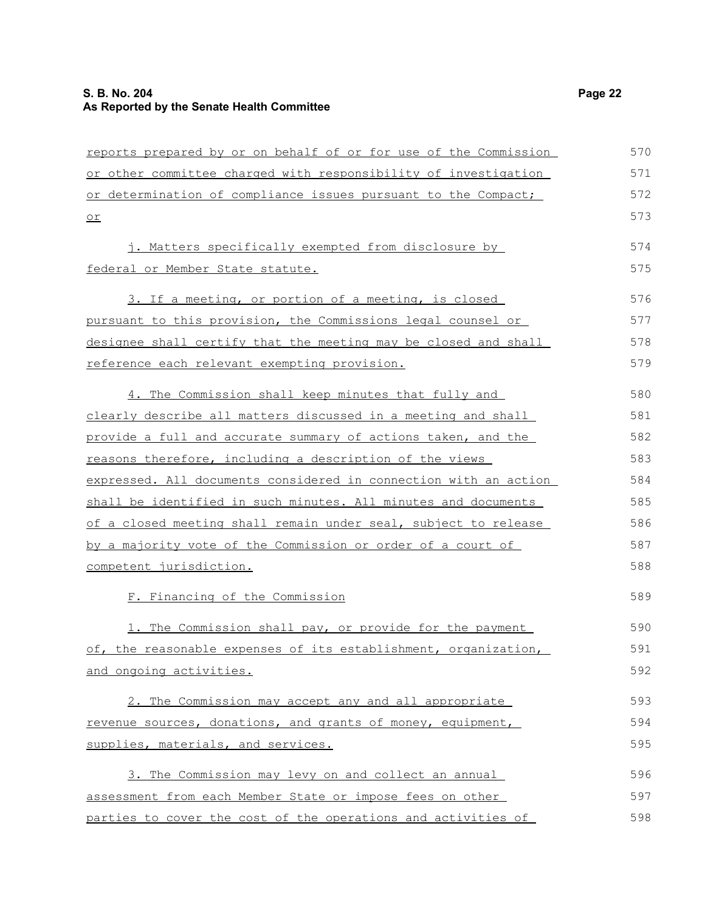reports prepared by or on behalf of or for use of the Commission or other committee charged with responsibility of investigation or determination of compliance issues pursuant to the Compact; or

j. Matters specifically exempted from disclosure by federal or Member State statute.

3. If a meeting, or portion of a meeting, is closed pursuant to this provision, the Commissions legal counsel or designee shall certify that the meeting may be closed and shall reference each relevant exempting provision.

4. The Commission shall keep minutes that fully and clearly describe all matters discussed in a meeting and shall provide a full and accurate summary of actions taken, and the reasons therefore, including a description of the views expressed. All documents considered in connection with an action shall be identified in such minutes. All minutes and documents of a closed meeting shall remain under seal, subject to release by a majority vote of the Commission or order of a court of competent jurisdiction.

F. Financing of the Commission

1. The Commission shall pay, or provide for the payment of, the reasonable expenses of its establishment, organization, and ongoing activities.

2. The Commission may accept any and all appropriate revenue sources, donations, and grants of money, equipment, supplies, materials, and services.

3. The Commission may levy on and collect an annual assessment from each Member State or impose fees on other parties to cover the cost of the operations and activities of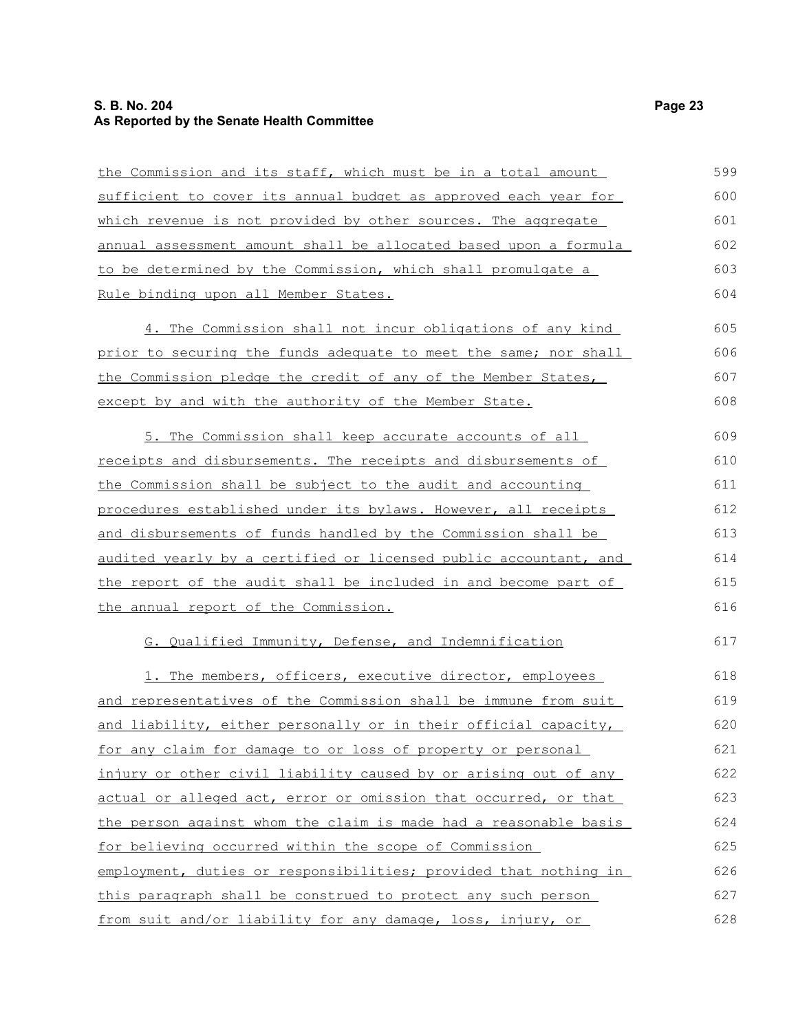the Commission and its staff, which must be in a total amount sufficient to cover its annual budget as approved each year for which revenue is not provided by other sources. The aggregate annual assessment amount shall be allocated based upon a formula to be determined by the Commission, which shall promulgate a Rule binding upon all Member States.

4. The Commission shall not incur obligations of any kind prior to securing the funds adequate to meet the same; nor shall the Commission pledge the credit of any of the Member States, except by and with the authority of the Member State.

5. The Commission shall keep accurate accounts of all receipts and disbursements. The receipts and disbursements of the Commission shall be subject to the audit and accounting procedures established under its bylaws. However, all receipts and disbursements of funds handled by the Commission shall be audited yearly by a certified or licensed public accountant, and the report of the audit shall be included in and become part of the annual report of the Commission.

G. Qualified Immunity, Defense, and Indemnification

1. The members, officers, executive director, employees and representatives of the Commission shall be immune from suit and liability, either personally or in their official capacity, for any claim for damage to or loss of property or personal injury or other civil liability caused by or arising out of any actual or alleged act, error or omission that occurred, or that the person against whom the claim is made had a reasonable basis for believing occurred within the scope of Commission employment, duties or responsibilities; provided that nothing in this paragraph shall be construed to protect any such person from suit and/or liability for any damage, loss, injury, or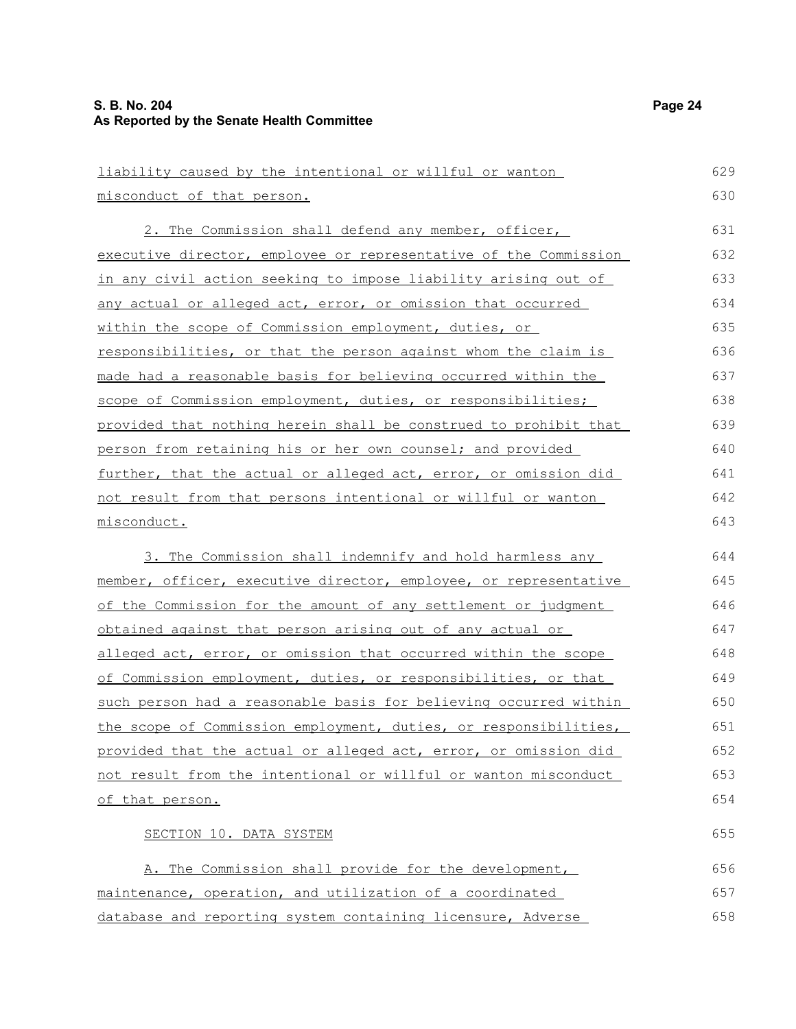liability caused by the intentional or willful or wanton misconduct of that person.

2. The Commission shall defend any member, officer, executive director, employee or representative of the Commission in any civil action seeking to impose liability arising out of any actual or alleged act, error, or omission that occurred within the scope of Commission employment, duties, or responsibilities, or that the person against whom the claim is made had a reasonable basis for believing occurred within the scope of Commission employment, duties, or responsibilities; provided that nothing herein shall be construed to prohibit that person from retaining his or her own counsel; and provided further, that the actual or alleged act, error, or omission did not result from that persons intentional or willful or wanton misconduct.

3. The Commission shall indemnify and hold harmless any member, officer, executive director, employee, or representative of the Commission for the amount of any settlement or judgment obtained against that person arising out of any actual or alleged act, error, or omission that occurred within the scope of Commission employment, duties, or responsibilities, or that such person had a reasonable basis for believing occurred within the scope of Commission employment, duties, or responsibilities, provided that the actual or alleged act, error, or omission did not result from the intentional or willful or wanton misconduct of that person.

SECTION 10. DATA SYSTEM

A. The Commission shall provide for the development, maintenance, operation, and utilization of a coordinated database and reporting system containing licensure, Adverse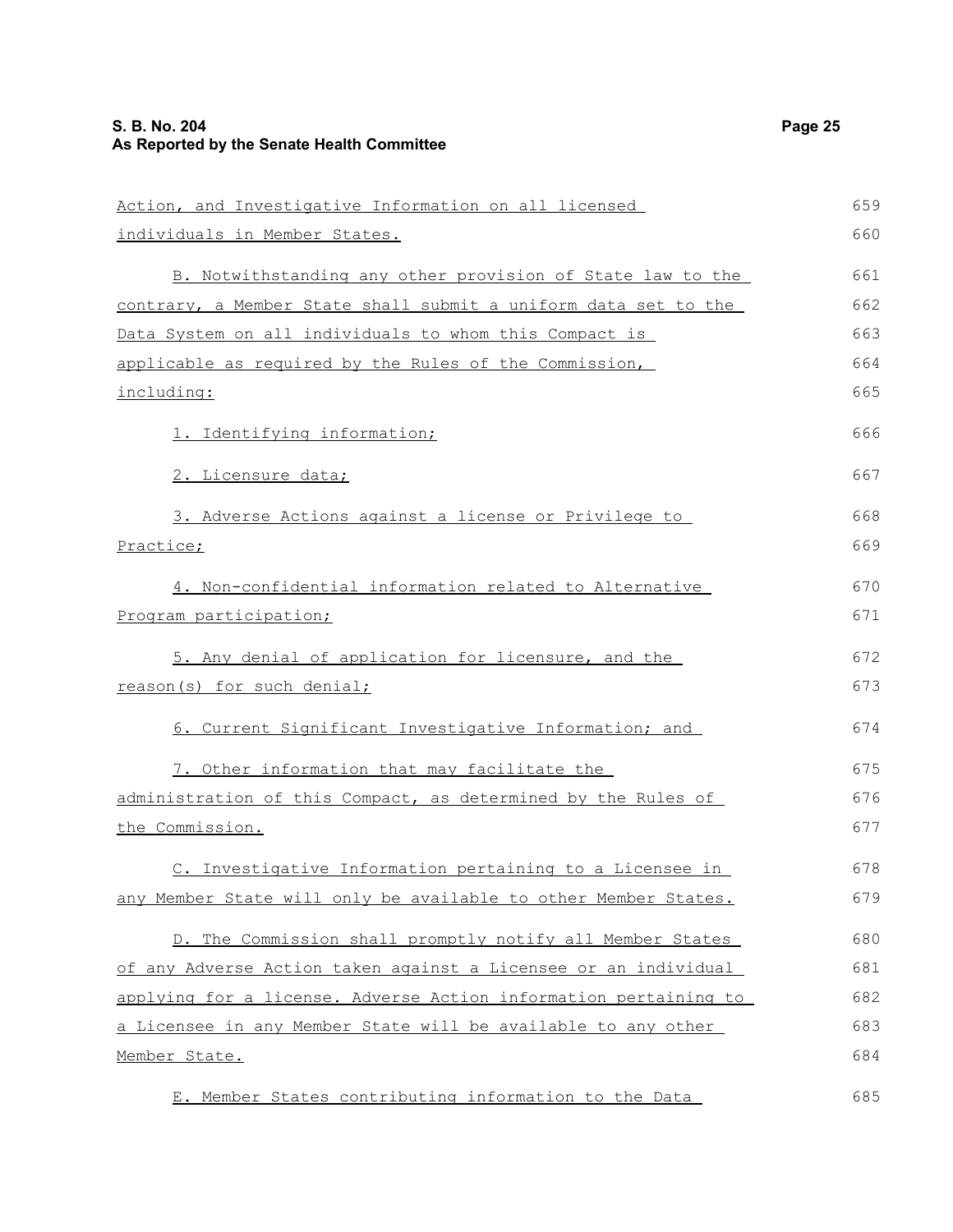Action, and Investigative Information on all licensed individuals in Member States.

B. Notwithstanding any other provision of State law to the contrary, a Member State shall submit a uniform data set to the Data System on all individuals to whom this Compact is applicable as required by the Rules of the Commission, including:

1. Identifying information;

2. Licensure data;

3. Adverse Actions against a license or Privilege to Practice;

4. Non-confidential information related to Alternative Program participation;

5. Any denial of application for licensure, and the reason(s) for such denial;

6. Current Significant Investigative Information; and

7. Other information that may facilitate the administration of this Compact, as determined by the Rules of the Commission.

C. Investigative Information pertaining to a Licensee in any Member State will only be available to other Member States.

D. The Commission shall promptly notify all Member States of any Adverse Action taken against a Licensee or an individual applying for a license. Adverse Action information pertaining to a Licensee in any Member State will be available to any other Member State.

E. Member States contributing information to the Data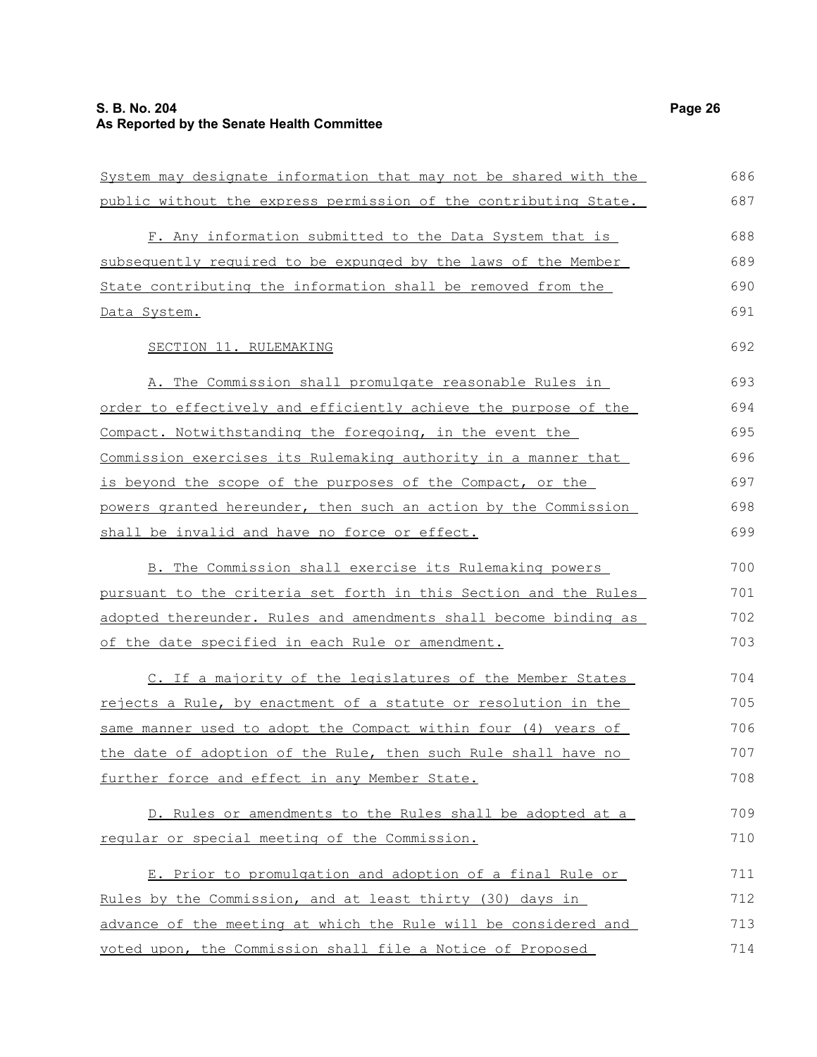System may designate information that may not be shared with the public without the express permission of the contributing State.

F. Any information submitted to the Data System that is subsequently required to be expunged by the laws of the Member State contributing the information shall be removed from the Data System.

SECTION 11. RULEMAKING

A. The Commission shall promulgate reasonable Rules in order to effectively and efficiently achieve the purpose of the Compact. Notwithstanding the foregoing, in the event the Commission exercises its Rulemaking authority in a manner that is beyond the scope of the purposes of the Compact, or the powers granted hereunder, then such an action by the Commission shall be invalid and have no force or effect.

B. The Commission shall exercise its Rulemaking powers pursuant to the criteria set forth in this Section and the Rules adopted thereunder. Rules and amendments shall become binding as of the date specified in each Rule or amendment.

C. If a majority of the legislatures of the Member States rejects a Rule, by enactment of a statute or resolution in the same manner used to adopt the Compact within four (4) years of the date of adoption of the Rule, then such Rule shall have no further force and effect in any Member State.

D. Rules or amendments to the Rules shall be adopted at a regular or special meeting of the Commission.

E. Prior to promulgation and adoption of a final Rule or Rules by the Commission, and at least thirty (30) days in advance of the meeting at which the Rule will be considered and voted upon, the Commission shall file a Notice of Proposed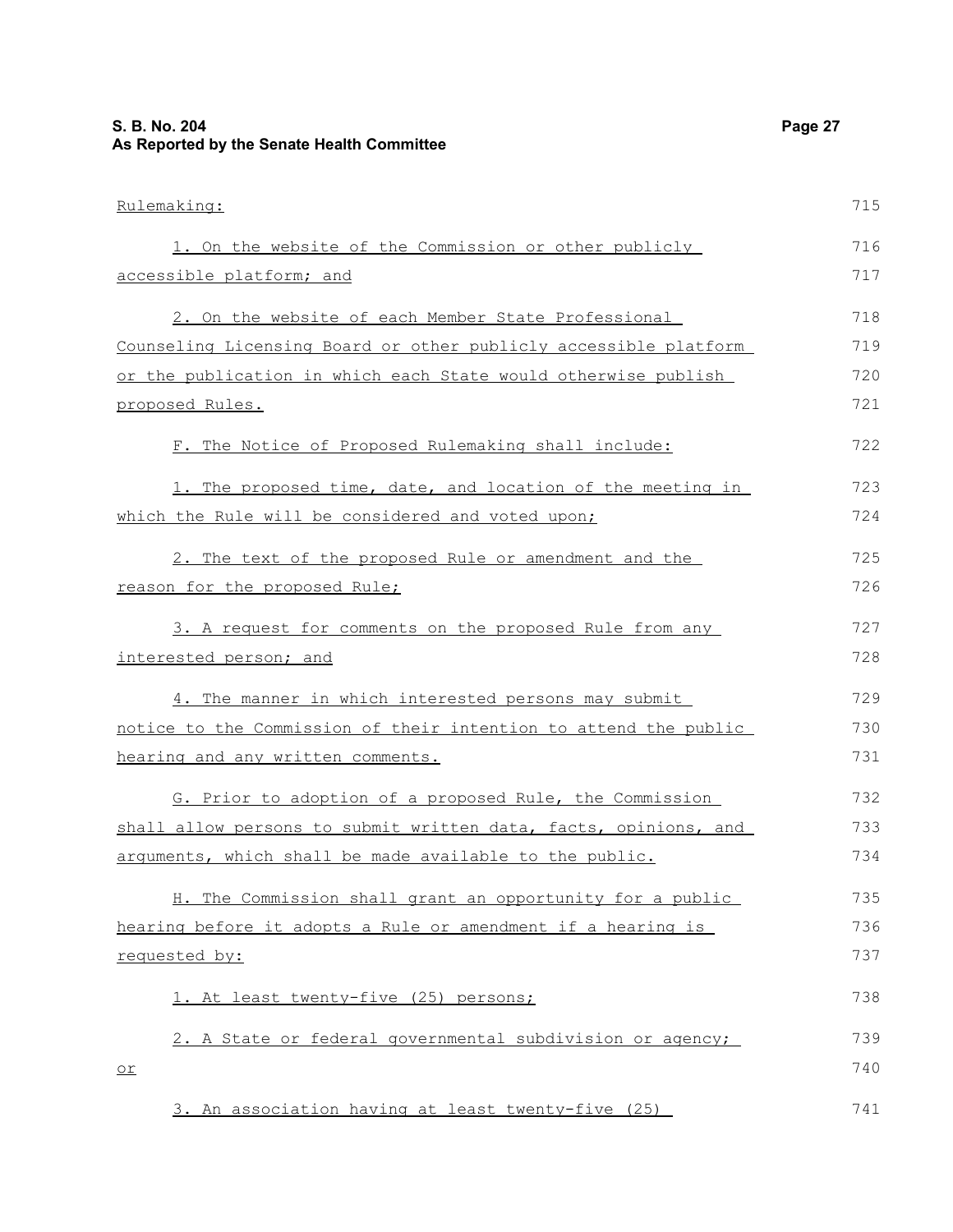Rulemaking:

1. On the website of the Commission or other publicly accessible platform; and

2. On the website of each Member State Professional Counseling Licensing Board or other publicly accessible platform or the publication in which each State would otherwise publish proposed Rules.

F. The Notice of Proposed Rulemaking shall include:

1. The proposed time, date, and location of the meeting in which the Rule will be considered and voted upon;

2. The text of the proposed Rule or amendment and the reason for the proposed Rule;

3. A request for comments on the proposed Rule from any interested person; and

4. The manner in which interested persons may submit notice to the Commission of their intention to attend the public hearing and any written comments.

G. Prior to adoption of a proposed Rule, the Commission shall allow persons to submit written data, facts, opinions, and arguments, which shall be made available to the public.

H. The Commission shall grant an opportunity for a public hearing before it adopts a Rule or amendment if a hearing is requested by:

1. At least twenty-five (25) persons;

2. A State or federal governmental subdivision or agency; or

3. An association having at least twenty-five (25)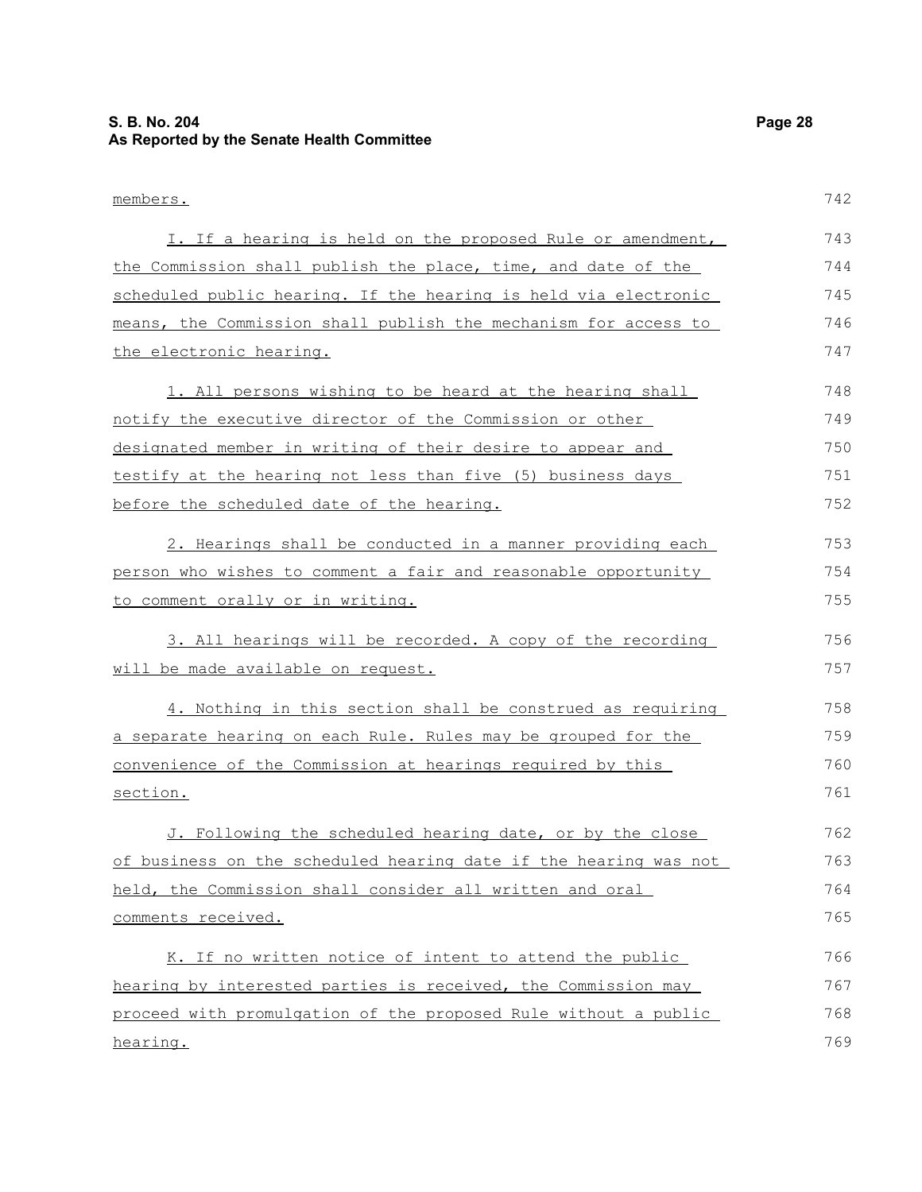members.

I. If a hearing is held on the proposed Rule or amendment, the Commission shall publish the place, time, and date of the scheduled public hearing. If the hearing is held via electronic means, the Commission shall publish the mechanism for access to the electronic hearing.

1. All persons wishing to be heard at the hearing shall notify the executive director of the Commission or other designated member in writing of their desire to appear and testify at the hearing not less than five (5) business days before the scheduled date of the hearing.

2. Hearings shall be conducted in a manner providing each person who wishes to comment a fair and reasonable opportunity to comment orally or in writing.

3. All hearings will be recorded. A copy of the recording will be made available on request.

4. Nothing in this section shall be construed as requiring a separate hearing on each Rule. Rules may be grouped for the convenience of the Commission at hearings required by this section.

J. Following the scheduled hearing date, or by the close of business on the scheduled hearing date if the hearing was not held, the Commission shall consider all written and oral comments received.

K. If no written notice of intent to attend the public hearing by interested parties is received, the Commission may proceed with promulgation of the proposed Rule without a public hearing.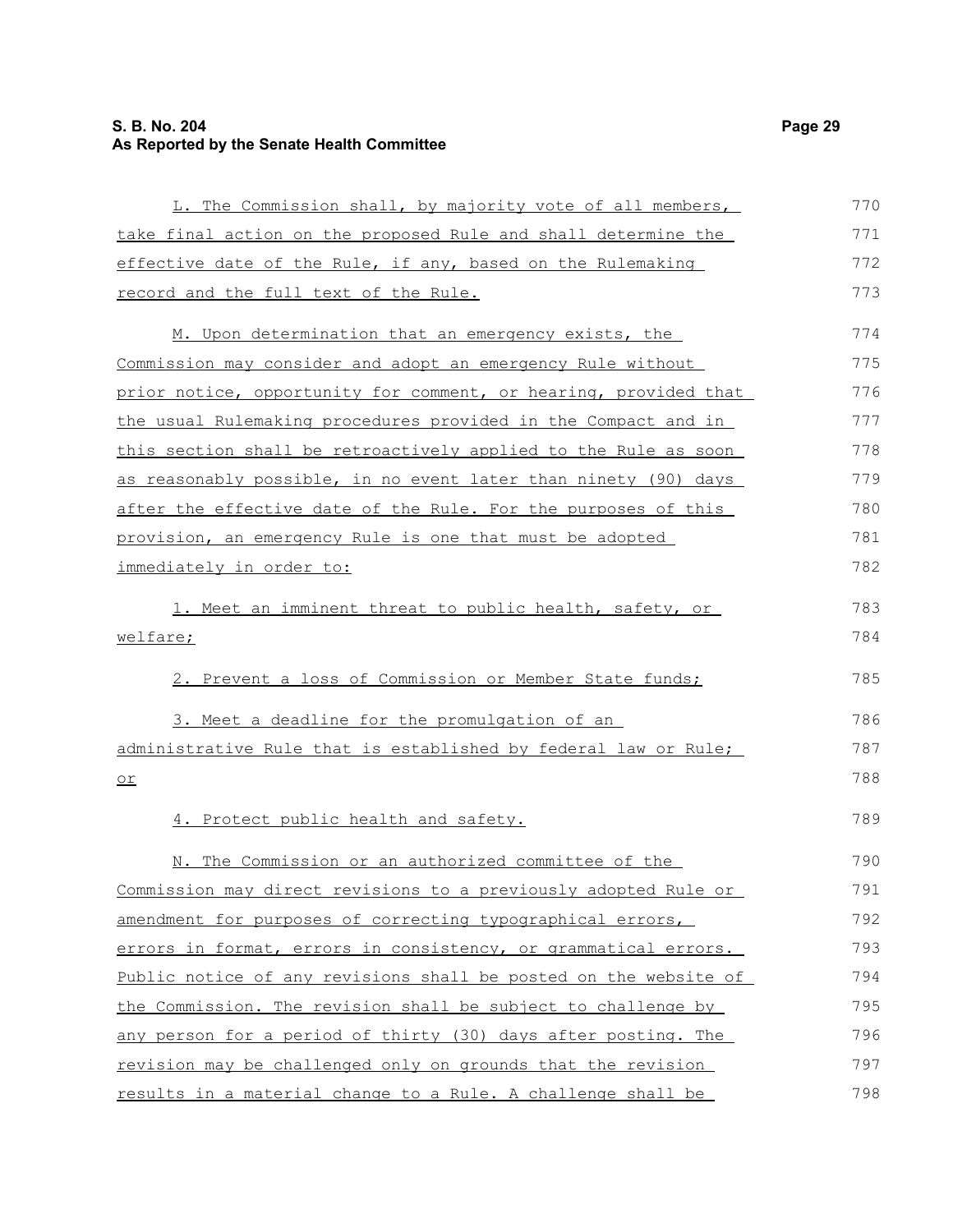L. The Commission shall, by majority vote of all members, take final action on the proposed Rule and shall determine the effective date of the Rule, if any, based on the Rulemaking record and the full text of the Rule.

M. Upon determination that an emergency exists, the Commission may consider and adopt an emergency Rule without prior notice, opportunity for comment, or hearing, provided that the usual Rulemaking procedures provided in the Compact and in this section shall be retroactively applied to the Rule as soon as reasonably possible, in no event later than ninety (90) days after the effective date of the Rule. For the purposes of this provision, an emergency Rule is one that must be adopted immediately in order to:

1. Meet an imminent threat to public health, safety, or welfare;

2. Prevent a loss of Commission or Member State funds;

3. Meet a deadline for the promulgation of an administrative Rule that is established by federal law or Rule; or

4. Protect public health and safety.

N. The Commission or an authorized committee of the Commission may direct revisions to a previously adopted Rule or amendment for purposes of correcting typographical errors, errors in format, errors in consistency, or grammatical errors. Public notice of any revisions shall be posted on the website of the Commission. The revision shall be subject to challenge by any person for a period of thirty (30) days after posting. The revision may be challenged only on grounds that the revision results in a material change to a Rule. A challenge shall be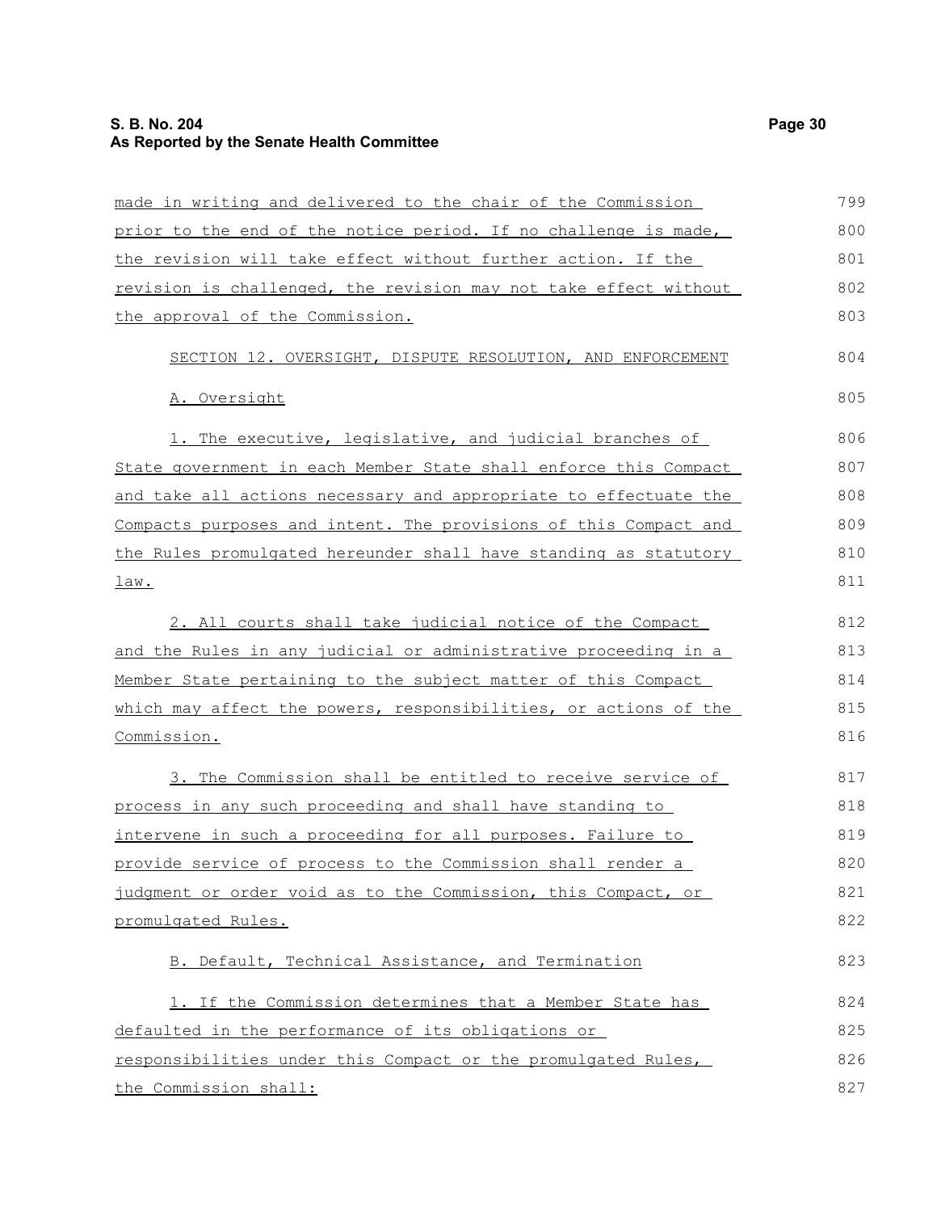made in writing and delivered to the chair of the Commission prior to the end of the notice period. If no challenge is made, the revision will take effect without further action. If the revision is challenged, the revision may not take effect without the approval of the Commission.

SECTION 12. OVERSIGHT, DISPUTE RESOLUTION, AND ENFORCEMENT

A. Oversight

1. The executive, legislative, and judicial branches of State government in each Member State shall enforce this Compact and take all actions necessary and appropriate to effectuate the Compacts purposes and intent. The provisions of this Compact and the Rules promulgated hereunder shall have standing as statutory law.

2. All courts shall take judicial notice of the Compact and the Rules in any judicial or administrative proceeding in a Member State pertaining to the subject matter of this Compact which may affect the powers, responsibilities, or actions of the Commission.

3. The Commission shall be entitled to receive service of process in any such proceeding and shall have standing to intervene in such a proceeding for all purposes. Failure to provide service of process to the Commission shall render a judgment or order void as to the Commission, this Compact, or promulgated Rules.

B. Default, Technical Assistance, and Termination

1. If the Commission determines that a Member State has defaulted in the performance of its obligations or responsibilities under this Compact or the promulgated Rules, the Commission shall: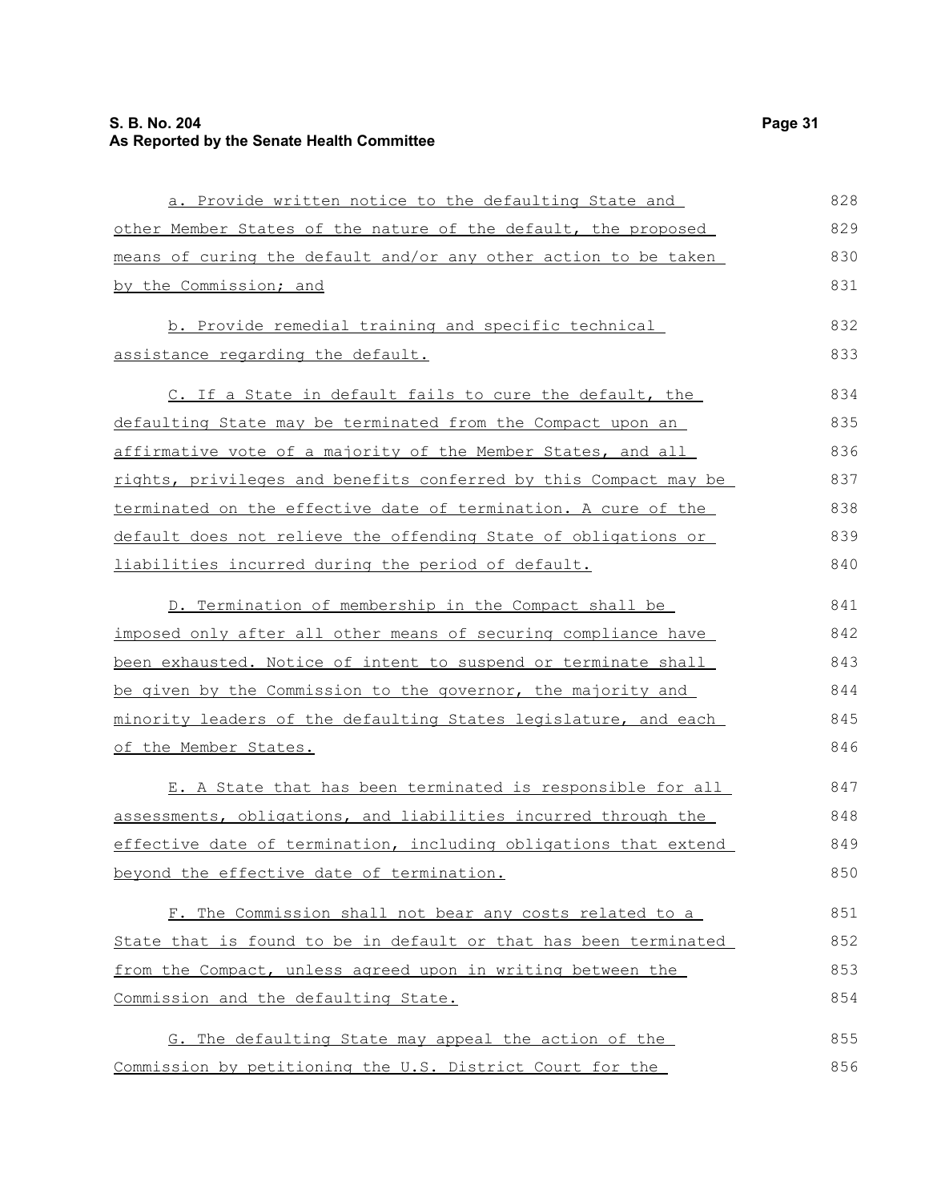a. Provide written notice to the defaulting State and other Member States of the nature of the default, the proposed means of curing the default and/or any other action to be taken by the Commission; and

b. Provide remedial training and specific technical assistance regarding the default.

C. If a State in default fails to cure the default, the defaulting State may be terminated from the Compact upon an affirmative vote of a majority of the Member States, and all rights, privileges and benefits conferred by this Compact may be terminated on the effective date of termination. A cure of the default does not relieve the offending State of obligations or liabilities incurred during the period of default.

D. Termination of membership in the Compact shall be imposed only after all other means of securing compliance have been exhausted. Notice of intent to suspend or terminate shall be given by the Commission to the governor, the majority and minority leaders of the defaulting States legislature, and each of the Member States.

E. A State that has been terminated is responsible for all assessments, obligations, and liabilities incurred through the effective date of termination, including obligations that extend beyond the effective date of termination.

F. The Commission shall not bear any costs related to a State that is found to be in default or that has been terminated from the Compact, unless agreed upon in writing between the Commission and the defaulting State.

G. The defaulting State may appeal the action of the Commission by petitioning the U.S. District Court for the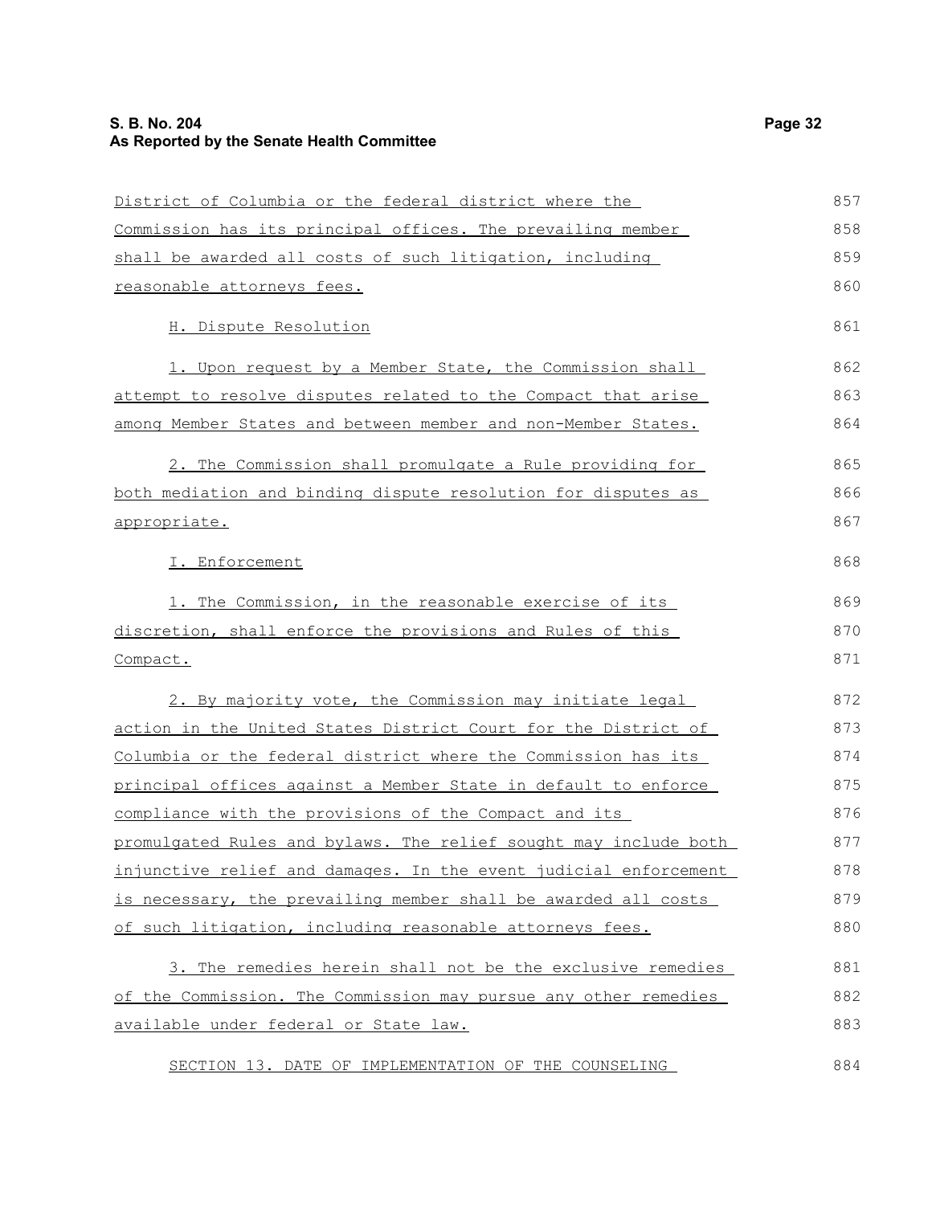District of Columbia or the federal district where the Commission has its principal offices. The prevailing member shall be awarded all costs of such litigation, including reasonable attorneys fees.

H. Dispute Resolution

1. Upon request by a Member State, the Commission shall attempt to resolve disputes related to the Compact that arise among Member States and between member and non-Member States.

2. The Commission shall promulgate a Rule providing for both mediation and binding dispute resolution for disputes as appropriate.

I. Enforcement

1. The Commission, in the reasonable exercise of its discretion, shall enforce the provisions and Rules of this Compact.

2. By majority vote, the Commission may initiate legal action in the United States District Court for the District of Columbia or the federal district where the Commission has its principal offices against a Member State in default to enforce compliance with the provisions of the Compact and its promulgated Rules and bylaws. The relief sought may include both injunctive relief and damages. In the event judicial enforcement is necessary, the prevailing member shall be awarded all costs of such litigation, including reasonable attorneys fees.

3. The remedies herein shall not be the exclusive remedies of the Commission. The Commission may pursue any other remedies available under federal or State law.

SECTION 13. DATE OF IMPLEMENTATION OF THE COUNSELING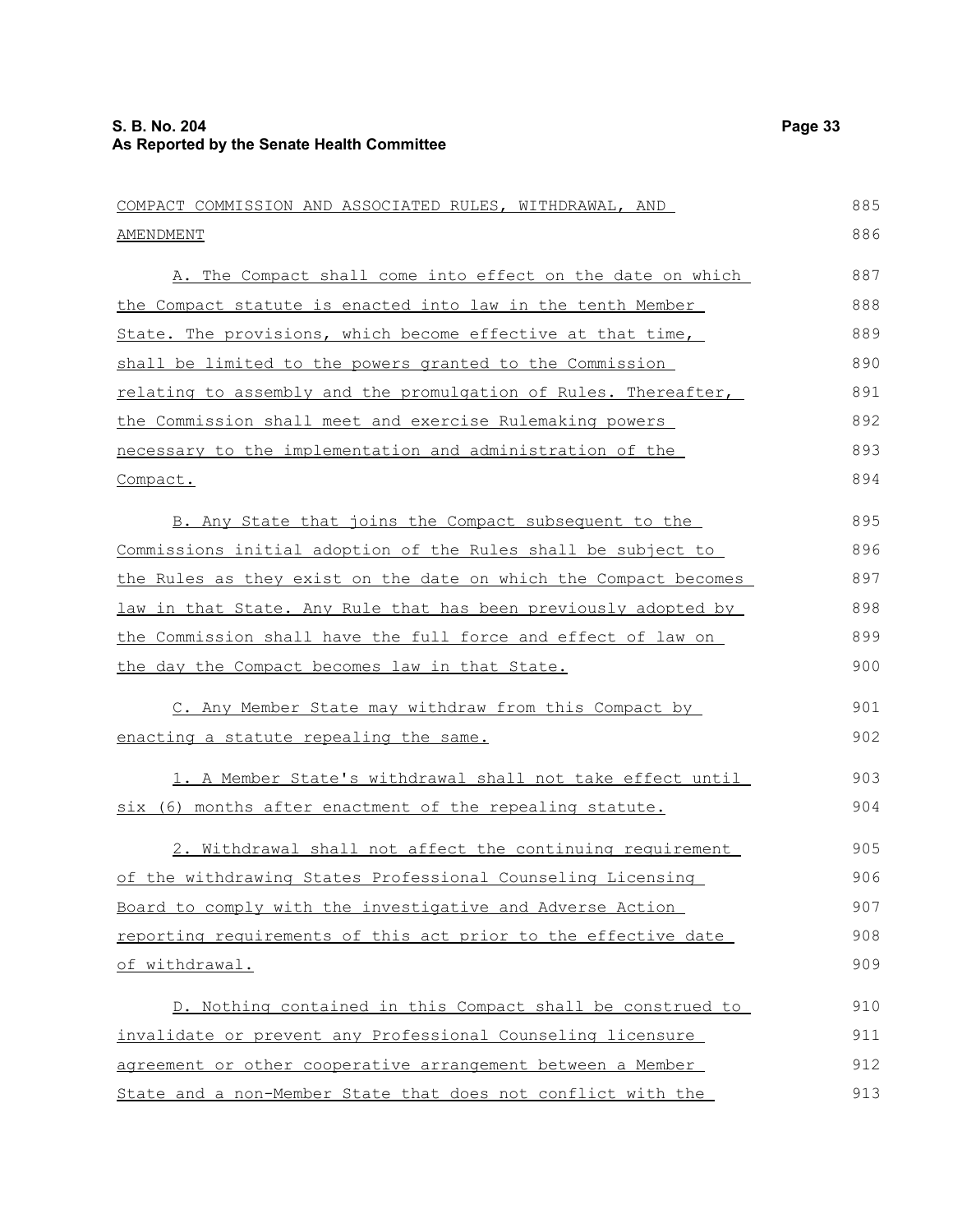COMPACT COMMISSION AND ASSOCIATED RULES, WITHDRAWAL, AND AMENDMENT

A. The Compact shall come into effect on the date on which the Compact statute is enacted into law in the tenth Member State. The provisions, which become effective at that time, shall be limited to the powers granted to the Commission relating to assembly and the promulgation of Rules. Thereafter, the Commission shall meet and exercise Rulemaking powers necessary to the implementation and administration of the Compact.

B. Any State that joins the Compact subsequent to the Commissions initial adoption of the Rules shall be subject to the Rules as they exist on the date on which the Compact becomes law in that State. Any Rule that has been previously adopted by the Commission shall have the full force and effect of law on the day the Compact becomes law in that State.

C. Any Member State may withdraw from this Compact by enacting a statute repealing the same.

1. A Member State's withdrawal shall not take effect until six (6) months after enactment of the repealing statute.

2. Withdrawal shall not affect the continuing requirement of the withdrawing States Professional Counseling Licensing Board to comply with the investigative and Adverse Action reporting requirements of this act prior to the effective date of withdrawal.

D. Nothing contained in this Compact shall be construed to invalidate or prevent any Professional Counseling licensure agreement or other cooperative arrangement between a Member State and a non-Member State that does not conflict with the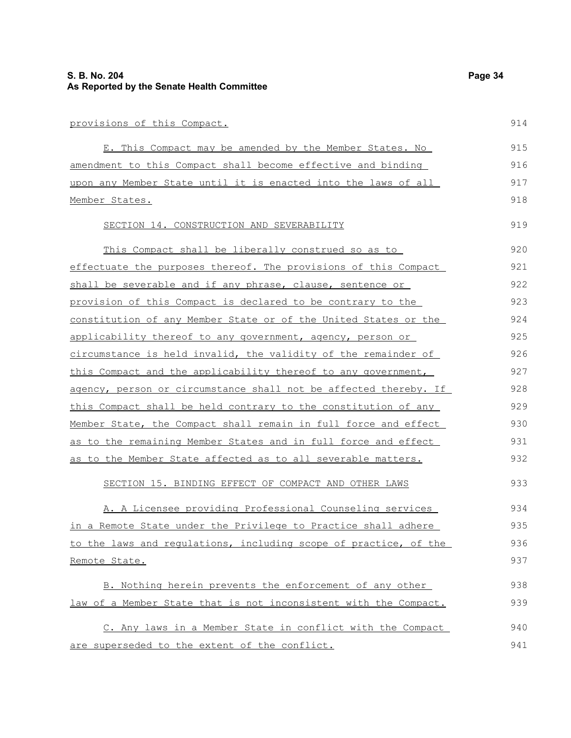provisions of this Compact.

E. This Compact may be amended by the Member States. No amendment to this Compact shall become effective and binding upon any Member State until it is enacted into the laws of all Member States.

SECTION 14. CONSTRUCTION AND SEVERABILITY

This Compact shall be liberally construed so as to effectuate the purposes thereof. The provisions of this Compact shall be severable and if any phrase, clause, sentence or provision of this Compact is declared to be contrary to the constitution of any Member State or of the United States or the applicability thereof to any government, agency, person or circumstance is held invalid, the validity of the remainder of this Compact and the applicability thereof to any government, agency, person or circumstance shall not be affected thereby. If this Compact shall be held contrary to the constitution of any Member State, the Compact shall remain in full force and effect as to the remaining Member States and in full force and effect as to the Member State affected as to all severable matters.

SECTION 15. BINDING EFFECT OF COMPACT AND OTHER LAWS

A. A Licensee providing Professional Counseling services in a Remote State under the Privilege to Practice shall adhere to the laws and regulations, including scope of practice, of the Remote State.

B. Nothing herein prevents the enforcement of any other law of a Member State that is not inconsistent with the Compact.

C. Any laws in a Member State in conflict with the Compact are superseded to the extent of the conflict.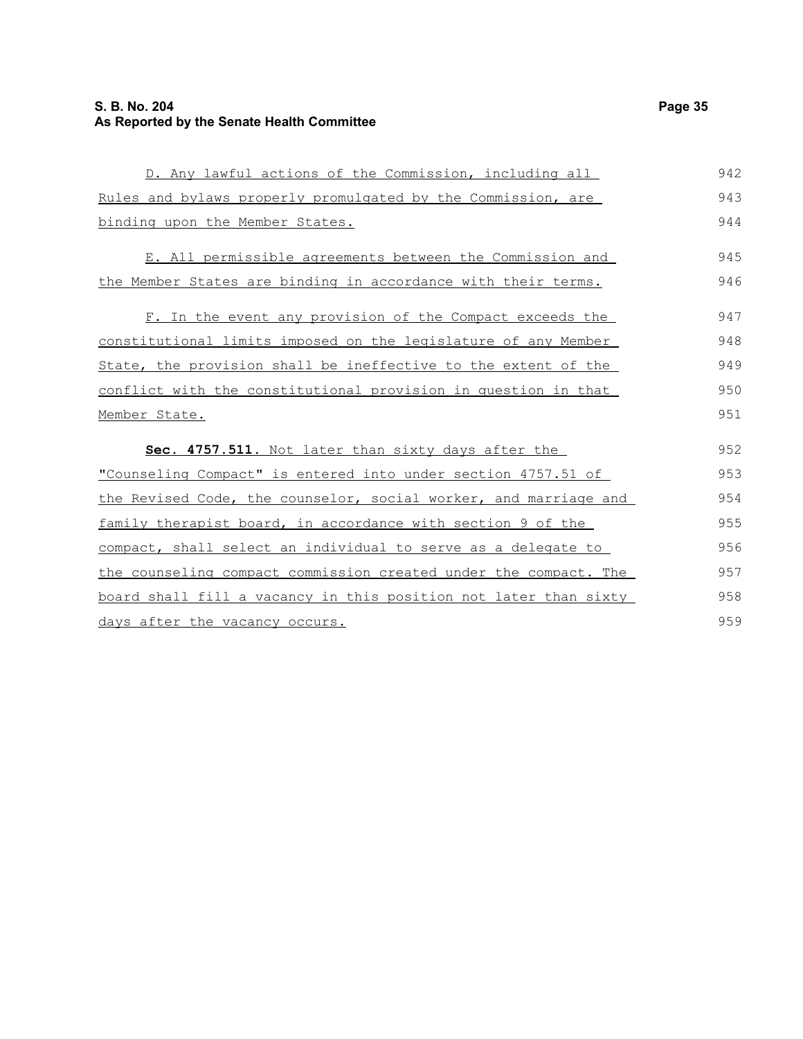D. Any lawful actions of the Commission, including all Rules and bylaws properly promulgated by the Commission, are binding upon the Member States.

E. All permissible agreements between the Commission and the Member States are binding in accordance with their terms.

F. In the event any provision of the Compact exceeds the constitutional limits imposed on the legislature of any Member State, the provision shall be ineffective to the extent of the conflict with the constitutional provision in question in that Member State.

**Sec. 4757.511.** Not later than sixty days after the "Counseling Compact" is entered into under section 4757.51 of the Revised Code, the counselor, social worker, and marriage and family therapist board, in accordance with section 9 of the compact, shall select an individual to serve as a delegate to the counseling compact commission created under the compact. The board shall fill a vacancy in this position not later than sixty days after the vacancy occurs.